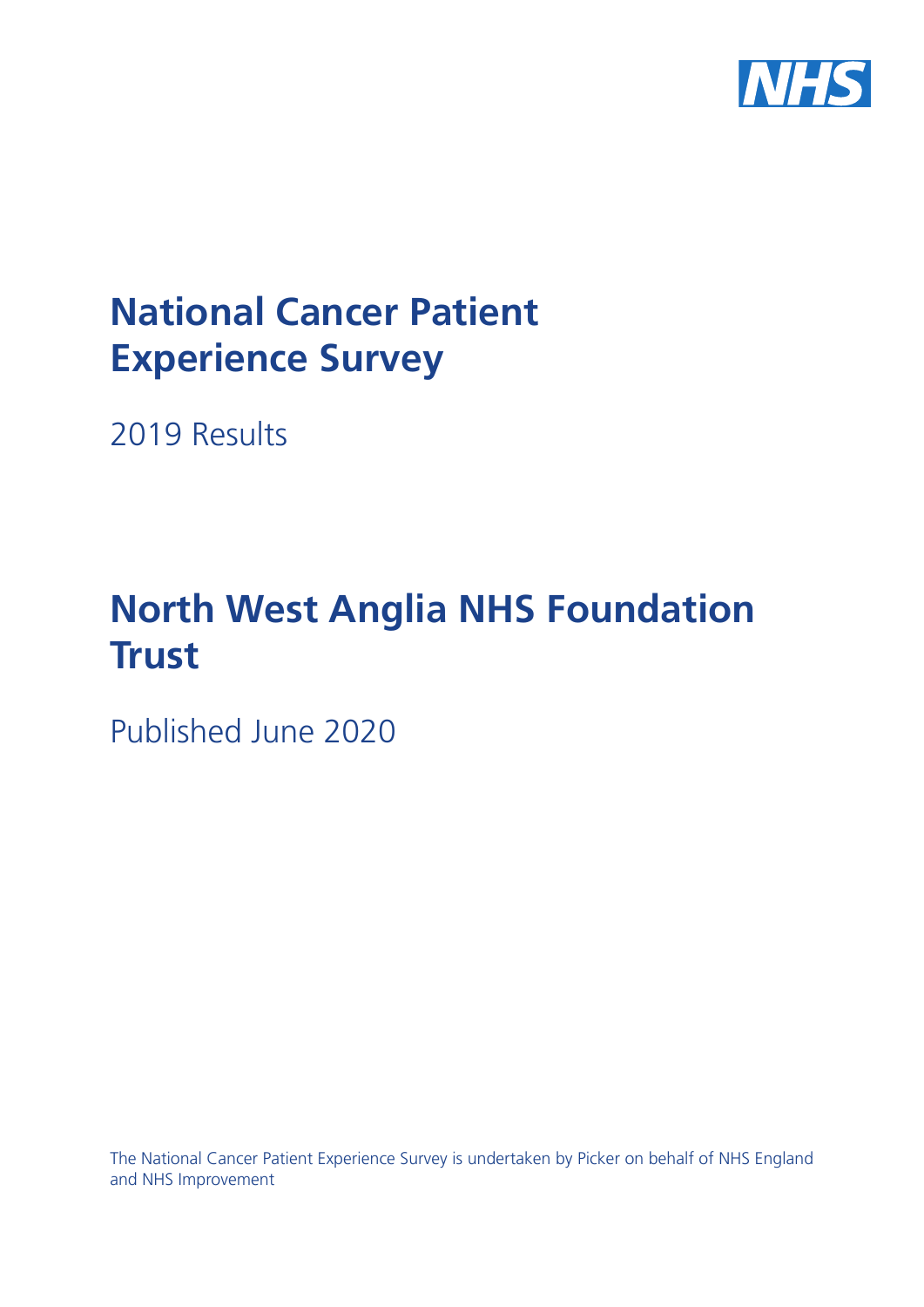NHS

# National Cancer Patient Experience Survey

2019 Results

# North West Anglia NHS Foundation Trust

Published June 2020

The National Cancer Patient Experience Survey is undertaken by Picker on behalf of NHS England and NHS Improvement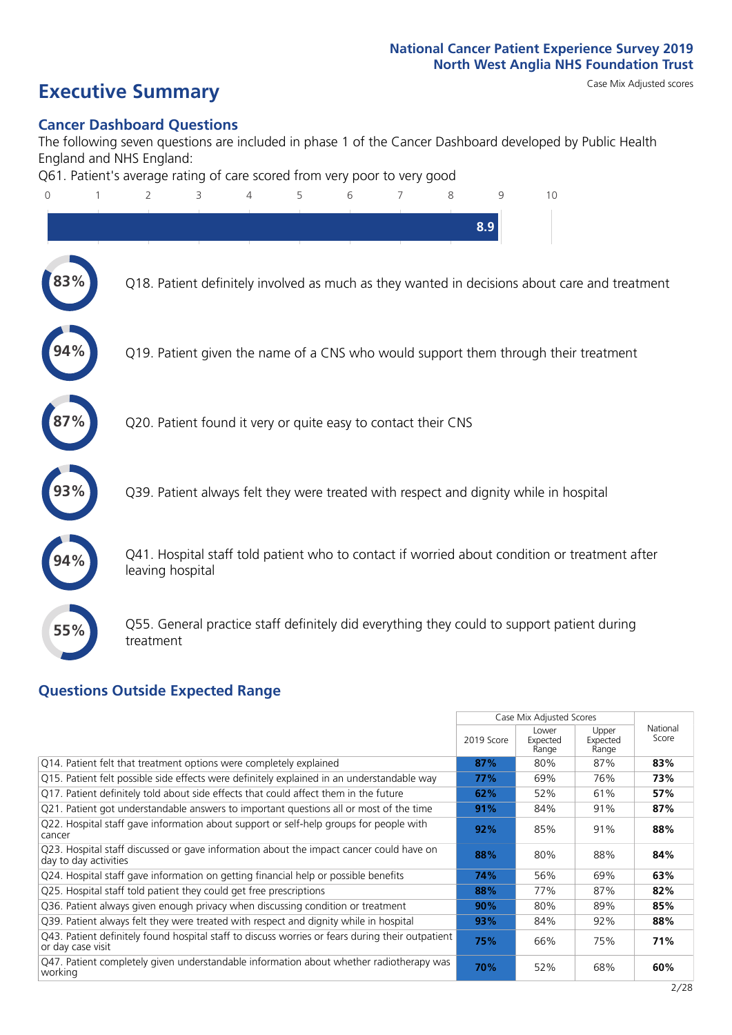National Cancer Patient Experience Survey 2019
North West Anglia NHS Foundation Trust

# Executive Summary

Case Mix Adjusted scores

## Cancer Dashboard Questions

The following seven questions are included in phase 1 of the Cancer Dashboard developed by Public Health England and NHS England:

Q61. Patient's average rating of care scored from very poor to very good

8.9

- 83% — Q18. Patient definitely involved as much as they wanted in decisions about care and treatment
- 94% — Q19. Patient given the name of a CNS who would support them through their treatment
- 87% — Q20. Patient found it very or quite easy to contact their CNS
- 93% — Q39. Patient always felt they were treated with respect and dignity while in hospital
- 94% — Q41. Hospital staff told patient who to contact if worried about condition or treatment after leaving hospital
- 55% — Q55. General practice staff definitely did everything they could to support patient during treatment

## Questions Outside Expected Range

| | Case Mix Adjusted Scores | | | National Score |
|---|---|---|---|---|
| | 2019 Score | Lower Expected Range | Upper Expected Range | |
| Q14. Patient felt that treatment options were completely explained | 87% | 80% | 87% | 83% |
| Q15. Patient felt possible side effects were definitely explained in an understandable way | 77% | 69% | 76% | 73% |
| Q17. Patient definitely told about side effects that could affect them in the future | 62% | 52% | 61% | 57% |
| Q21. Patient got understandable answers to important questions all or most of the time | 91% | 84% | 91% | 87% |
| Q22. Hospital staff gave information about support or self-help groups for people with cancer | 92% | 85% | 91% | 88% |
| Q23. Hospital staff discussed or gave information about the impact cancer could have on day to day activities | 88% | 80% | 88% | 84% |
| Q24. Hospital staff gave information on getting financial help or possible benefits | 74% | 56% | 69% | 63% |
| Q25. Hospital staff told patient they could get free prescriptions | 88% | 77% | 87% | 82% |
| Q36. Patient always given enough privacy when discussing condition or treatment | 90% | 80% | 89% | 85% |
| Q39. Patient always felt they were treated with respect and dignity while in hospital | 93% | 84% | 92% | 88% |
| Q43. Patient definitely found hospital staff to discuss worries or fears during their outpatient or day case visit | 75% | 66% | 75% | 71% |
| Q47. Patient completely given understandable information about whether radiotherapy was working | 70% | 52% | 68% | 60% |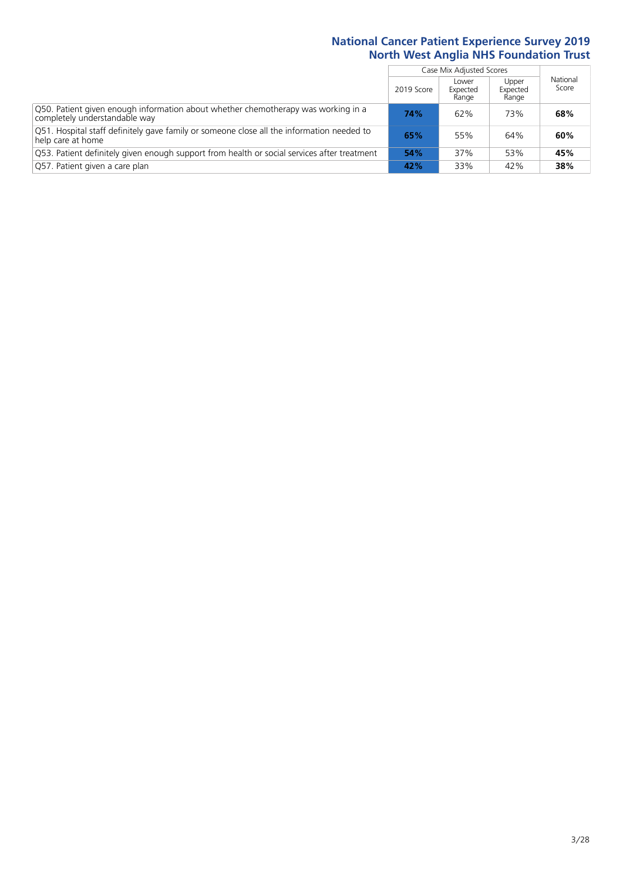## National Cancer Patient Experience Survey 2019
## North West Anglia NHS Foundation Trust

| | Case Mix Adjusted Scores | | | National Score |
|---|---|---|---|---|
| | 2019 Score | Lower Expected Range | Upper Expected Range | |
| Q50. Patient given enough information about whether chemotherapy was working in a completely understandable way | **74%** | 62% | 73% | **68%** |
| Q51. Hospital staff definitely gave family or someone close all the information needed to help care at home | **65%** | 55% | 64% | **60%** |
| Q53. Patient definitely given enough support from health or social services after treatment | **54%** | 37% | 53% | **45%** |
| Q57. Patient given a care plan | **42%** | 33% | 42% | **38%** |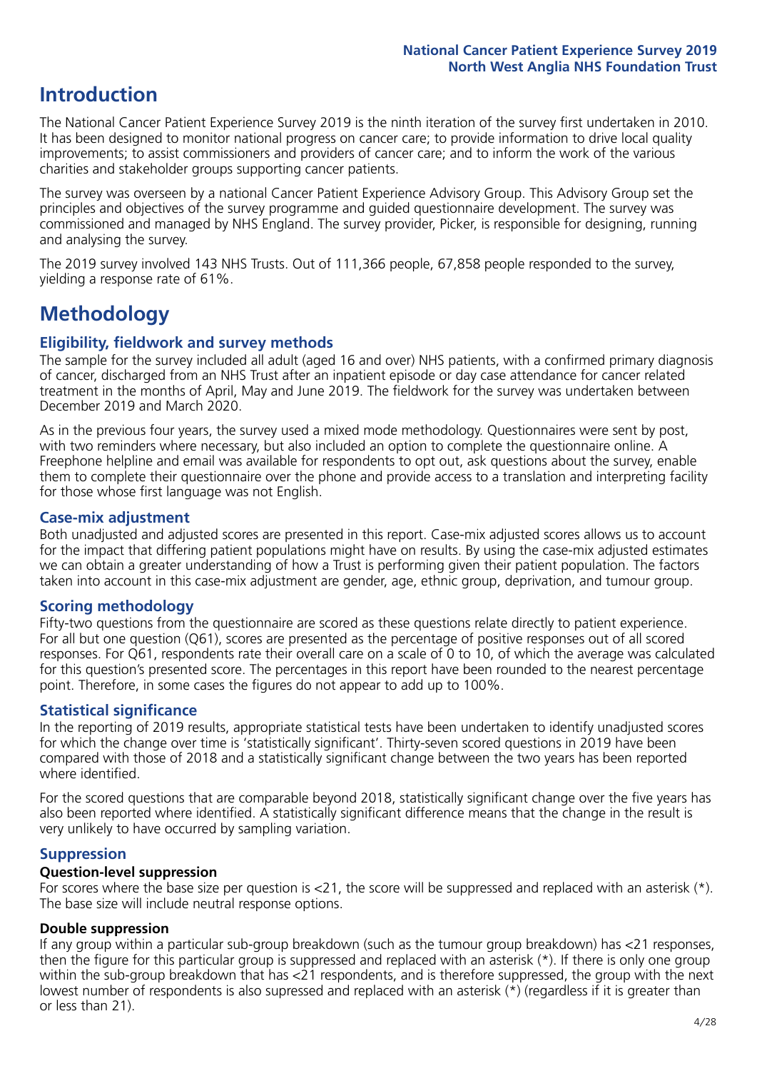# Introduction

The National Cancer Patient Experience Survey 2019 is the ninth iteration of the survey first undertaken in 2010. It has been designed to monitor national progress on cancer care; to provide information to drive local quality improvements; to assist commissioners and providers of cancer care; and to inform the work of the various charities and stakeholder groups supporting cancer patients.

The survey was overseen by a national Cancer Patient Experience Advisory Group. This Advisory Group set the principles and objectives of the survey programme and guided questionnaire development. The survey was commissioned and managed by NHS England. The survey provider, Picker, is responsible for designing, running and analysing the survey.

The 2019 survey involved 143 NHS Trusts. Out of 111,366 people, 67,858 people responded to the survey, yielding a response rate of 61%.

# Methodology

## Eligibility, fieldwork and survey methods

The sample for the survey included all adult (aged 16 and over) NHS patients, with a confirmed primary diagnosis of cancer, discharged from an NHS Trust after an inpatient episode or day case attendance for cancer related treatment in the months of April, May and June 2019. The fieldwork for the survey was undertaken between December 2019 and March 2020.

As in the previous four years, the survey used a mixed mode methodology. Questionnaires were sent by post, with two reminders where necessary, but also included an option to complete the questionnaire online. A Freephone helpline and email was available for respondents to opt out, ask questions about the survey, enable them to complete their questionnaire over the phone and provide access to a translation and interpreting facility for those whose first language was not English.

## Case-mix adjustment

Both unadjusted and adjusted scores are presented in this report. Case-mix adjusted scores allows us to account for the impact that differing patient populations might have on results. By using the case-mix adjusted estimates we can obtain a greater understanding of how a Trust is performing given their patient population. The factors taken into account in this case-mix adjustment are gender, age, ethnic group, deprivation, and tumour group.

## Scoring methodology

Fifty-two questions from the questionnaire are scored as these questions relate directly to patient experience. For all but one question (Q61), scores are presented as the percentage of positive responses out of all scored responses. For Q61, respondents rate their overall care on a scale of 0 to 10, of which the average was calculated for this question's presented score. The percentages in this report have been rounded to the nearest percentage point. Therefore, in some cases the figures do not appear to add up to 100%.

## Statistical significance

In the reporting of 2019 results, appropriate statistical tests have been undertaken to identify unadjusted scores for which the change over time is 'statistically significant'. Thirty-seven scored questions in 2019 have been compared with those of 2018 and a statistically significant change between the two years has been reported where identified.

For the scored questions that are comparable beyond 2018, statistically significant change over the five years has also been reported where identified. A statistically significant difference means that the change in the result is very unlikely to have occurred by sampling variation.

## Suppression

### Question-level suppression

For scores where the base size per question is <21, the score will be suppressed and replaced with an asterisk (*). The base size will include neutral response options.

### Double suppression

If any group within a particular sub-group breakdown (such as the tumour group breakdown) has <21 responses, then the figure for this particular group is suppressed and replaced with an asterisk (*). If there is only one group within the sub-group breakdown that has <21 respondents, and is therefore suppressed, the group with the next lowest number of respondents is also supressed and replaced with an asterisk (*) (regardless if it is greater than or less than 21).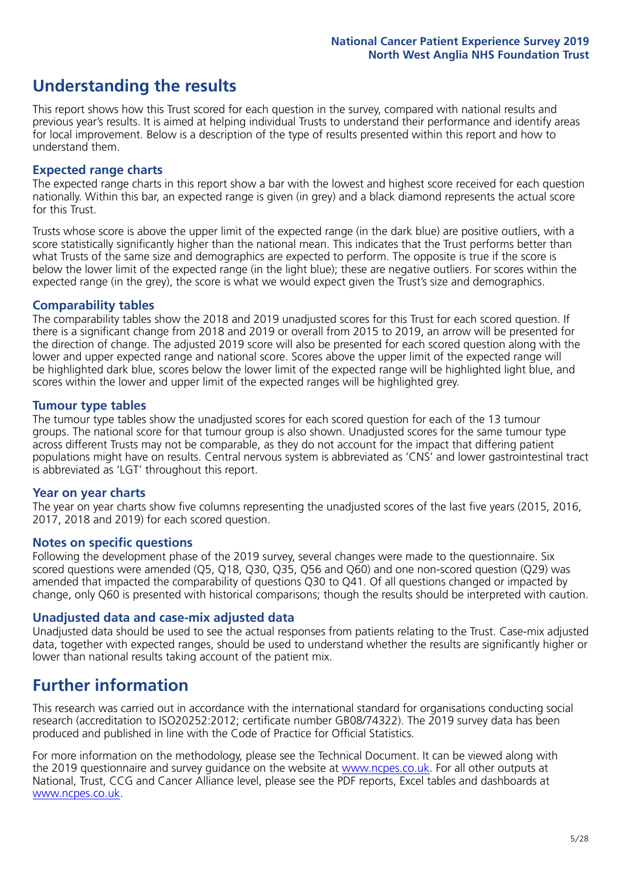# Understanding the results

This report shows how this Trust scored for each question in the survey, compared with national results and previous year's results. It is aimed at helping individual Trusts to understand their performance and identify areas for local improvement. Below is a description of the type of results presented within this report and how to understand them.

## Expected range charts

The expected range charts in this report show a bar with the lowest and highest score received for each question nationally. Within this bar, an expected range is given (in grey) and a black diamond represents the actual score for this Trust.

Trusts whose score is above the upper limit of the expected range (in the dark blue) are positive outliers, with a score statistically significantly higher than the national mean. This indicates that the Trust performs better than what Trusts of the same size and demographics are expected to perform. The opposite is true if the score is below the lower limit of the expected range (in the light blue); these are negative outliers. For scores within the expected range (in the grey), the score is what we would expect given the Trust's size and demographics.

## Comparability tables

The comparability tables show the 2018 and 2019 unadjusted scores for this Trust for each scored question. If there is a significant change from 2018 and 2019 or overall from 2015 to 2019, an arrow will be presented for the direction of change. The adjusted 2019 score will also be presented for each scored question along with the lower and upper expected range and national score. Scores above the upper limit of the expected range will be highlighted dark blue, scores below the lower limit of the expected range will be highlighted light blue, and scores within the lower and upper limit of the expected ranges will be highlighted grey.

## Tumour type tables

The tumour type tables show the unadjusted scores for each scored question for each of the 13 tumour groups. The national score for that tumour group is also shown. Unadjusted scores for the same tumour type across different Trusts may not be comparable, as they do not account for the impact that differing patient populations might have on results. Central nervous system is abbreviated as 'CNS' and lower gastrointestinal tract is abbreviated as 'LGT' throughout this report.

## Year on year charts

The year on year charts show five columns representing the unadjusted scores of the last five years (2015, 2016, 2017, 2018 and 2019) for each scored question.

## Notes on specific questions

Following the development phase of the 2019 survey, several changes were made to the questionnaire. Six scored questions were amended (Q5, Q18, Q30, Q35, Q56 and Q60) and one non-scored question (Q29) was amended that impacted the comparability of questions Q30 to Q41. Of all questions changed or impacted by change, only Q60 is presented with historical comparisons; though the results should be interpreted with caution.

## Unadjusted data and case-mix adjusted data

Unadjusted data should be used to see the actual responses from patients relating to the Trust. Case-mix adjusted data, together with expected ranges, should be used to understand whether the results are significantly higher or lower than national results taking account of the patient mix.

# Further information

This research was carried out in accordance with the international standard for organisations conducting social research (accreditation to ISO20252:2012; certificate number GB08/74322). The 2019 survey data has been produced and published in line with the Code of Practice for Official Statistics.

For more information on the methodology, please see the Technical Document. It can be viewed along with the 2019 questionnaire and survey guidance on the website at www.ncpes.co.uk. For all other outputs at National, Trust, CCG and Cancer Alliance level, please see the PDF reports, Excel tables and dashboards at www.ncpes.co.uk.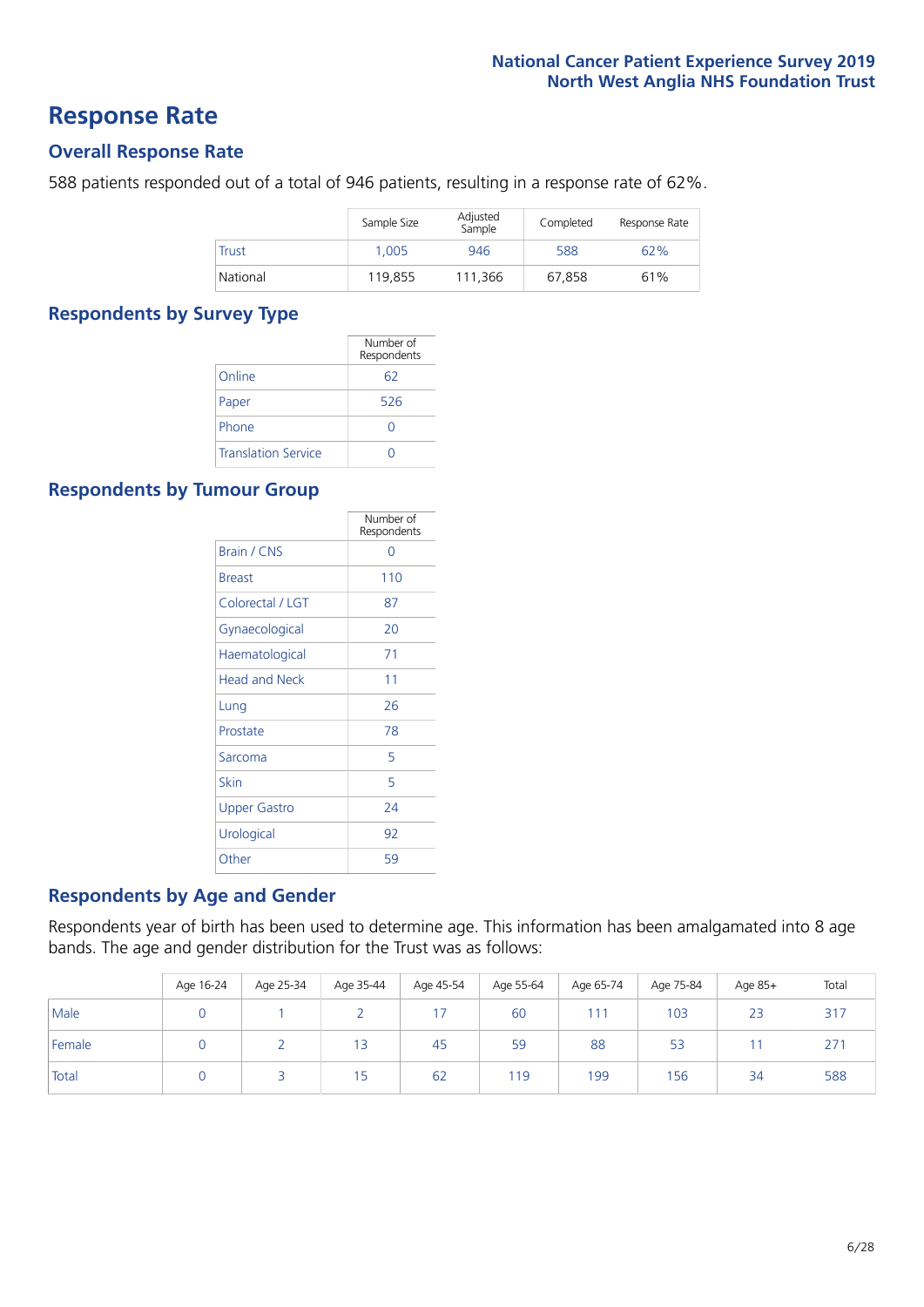# Response Rate

## Overall Response Rate

588 patients responded out of a total of 946 patients, resulting in a response rate of 62%.

| | Sample Size | Adjusted Sample | Completed | Response Rate |
|---|---|---|---|---|
| Trust | 1,005 | 946 | 588 | 62% |
| National | 119,855 | 111,366 | 67,858 | 61% |

## Respondents by Survey Type

| | Number of Respondents |
|---|---|
| Online | 62 |
| Paper | 526 |
| Phone | 0 |
| Translation Service | 0 |

## Respondents by Tumour Group

| | Number of Respondents |
|---|---|
| Brain / CNS | 0 |
| Breast | 110 |
| Colorectal / LGT | 87 |
| Gynaecological | 20 |
| Haematological | 71 |
| Head and Neck | 11 |
| Lung | 26 |
| Prostate | 78 |
| Sarcoma | 5 |
| Skin | 5 |
| Upper Gastro | 24 |
| Urological | 92 |
| Other | 59 |

## Respondents by Age and Gender

Respondents year of birth has been used to determine age. This information has been amalgamated into 8 age bands. The age and gender distribution for the Trust was as follows:

| | Age 16-24 | Age 25-34 | Age 35-44 | Age 45-54 | Age 55-64 | Age 65-74 | Age 75-84 | Age 85+ | Total |
|---|---|---|---|---|---|---|---|---|---|
| Male | 0 | 1 | 2 | 17 | 60 | 111 | 103 | 23 | 317 |
| Female | 0 | 2 | 13 | 45 | 59 | 88 | 53 | 11 | 271 |
| Total | 0 | 3 | 15 | 62 | 119 | 199 | 156 | 34 | 588 |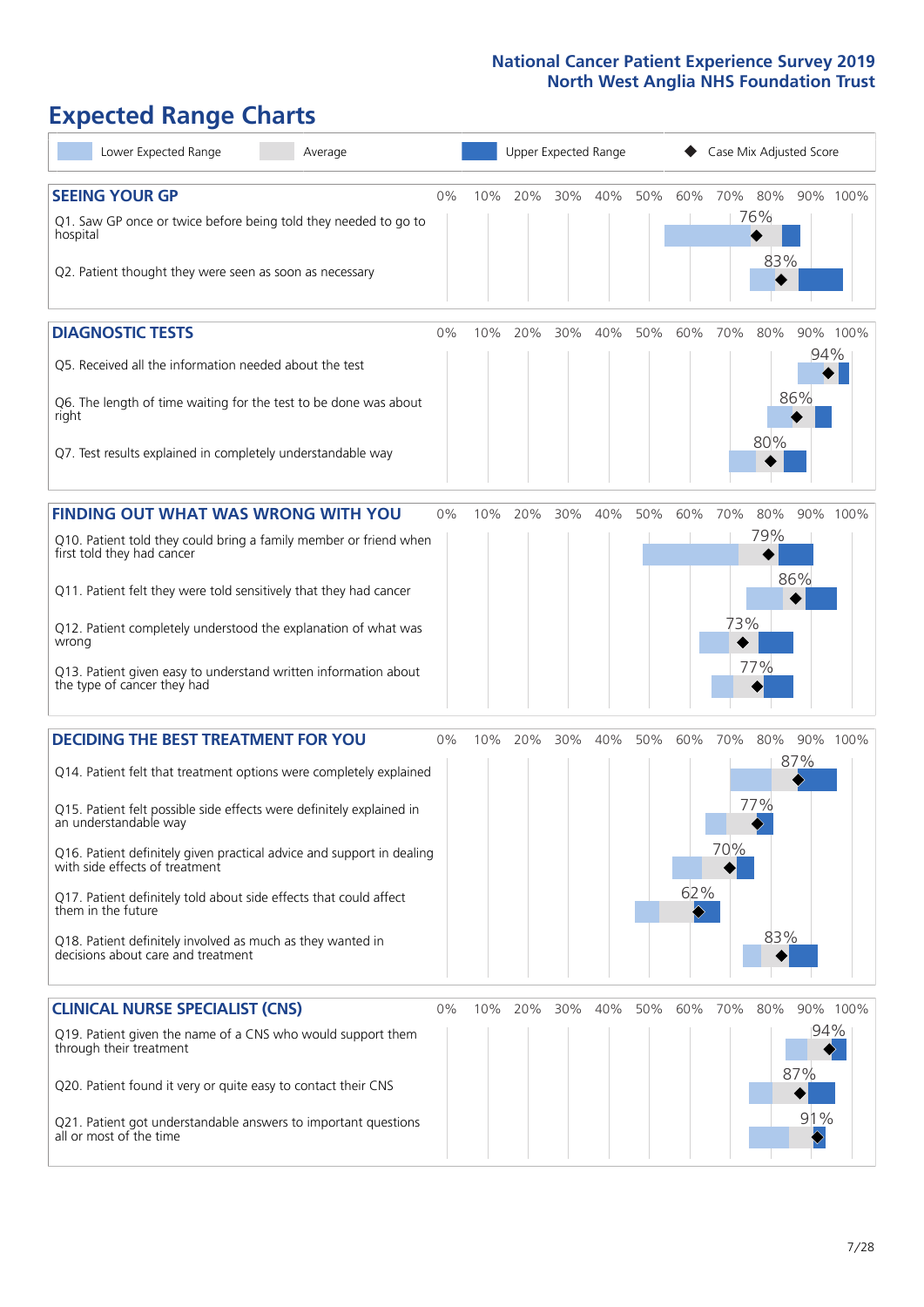# Expected Range Charts

Lower Expected Range | Average | Upper Expected Range | Case Mix Adjusted Score

## SEEING YOUR GP

| Question | Score |
|---|---|
| Q1. Saw GP once or twice before being told they needed to go to hospital | 76% |
| Q2. Patient thought they were seen as soon as necessary | 83% |

## DIAGNOSTIC TESTS

| Question | Score |
|---|---|
| Q5. Received all the information needed about the test | 94% |
| Q6. The length of time waiting for the test to be done was about right | 86% |
| Q7. Test results explained in completely understandable way | 80% |

## FINDING OUT WHAT WAS WRONG WITH YOU

| Question | Score |
|---|---|
| Q10. Patient told they could bring a family member or friend when first told they had cancer | 79% |
| Q11. Patient felt they were told sensitively that they had cancer | 86% |
| Q12. Patient completely understood the explanation of what was wrong | 73% |
| Q13. Patient given easy to understand written information about the type of cancer they had | 77% |

## DECIDING THE BEST TREATMENT FOR YOU

| Question | Score |
|---|---|
| Q14. Patient felt that treatment options were completely explained | 87% |
| Q15. Patient felt possible side effects were definitely explained in an understandable way | 77% |
| Q16. Patient definitely given practical advice and support in dealing with side effects of treatment | 70% |
| Q17. Patient definitely told about side effects that could affect them in the future | 62% |
| Q18. Patient definitely involved as much as they wanted in decisions about care and treatment | 83% |

## CLINICAL NURSE SPECIALIST (CNS)

| Question | Score |
|---|---|
| Q19. Patient given the name of a CNS who would support them through their treatment | 94% |
| Q20. Patient found it very or quite easy to contact their CNS | 87% |
| Q21. Patient got understandable answers to important questions all or most of the time | 91% |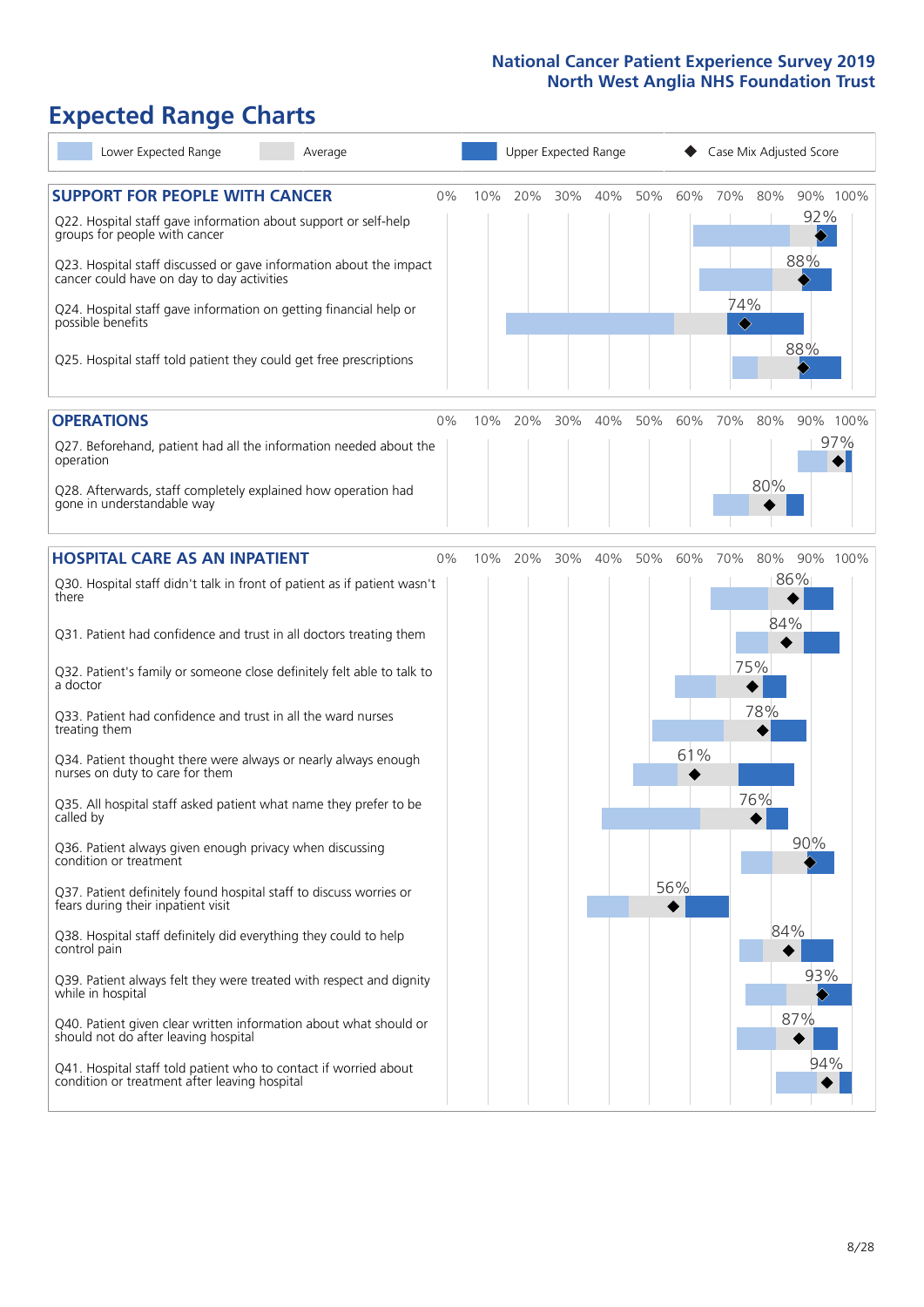# Expected Range Charts

Lower Expected Range | Average | Upper Expected Range | Case Mix Adjusted Score

## SUPPORT FOR PEOPLE WITH CANCER

| Question | Case Mix Adjusted Score |
|---|---|
| Q22. Hospital staff gave information about support or self-help groups for people with cancer | 92% |
| Q23. Hospital staff discussed or gave information about the impact cancer could have on day to day activities | 88% |
| Q24. Hospital staff gave information on getting financial help or possible benefits | 74% |
| Q25. Hospital staff told patient they could get free prescriptions | 88% |

## OPERATIONS

| Question | Case Mix Adjusted Score |
|---|---|
| Q27. Beforehand, patient had all the information needed about the operation | 97% |
| Q28. Afterwards, staff completely explained how operation had gone in understandable way | 80% |

## HOSPITAL CARE AS AN INPATIENT

| Question | Case Mix Adjusted Score |
|---|---|
| Q30. Hospital staff didn't talk in front of patient as if patient wasn't there | 86% |
| Q31. Patient had confidence and trust in all doctors treating them | 84% |
| Q32. Patient's family or someone close definitely felt able to talk to a doctor | 75% |
| Q33. Patient had confidence and trust in all the ward nurses treating them | 78% |
| Q34. Patient thought there were always or nearly always enough nurses on duty to care for them | 61% |
| Q35. All hospital staff asked patient what name they prefer to be called by | 76% |
| Q36. Patient always given enough privacy when discussing condition or treatment | 90% |
| Q37. Patient definitely found hospital staff to discuss worries or fears during their inpatient visit | 56% |
| Q38. Hospital staff definitely did everything they could to help control pain | 84% |
| Q39. Patient always felt they were treated with respect and dignity while in hospital | 93% |
| Q40. Patient given clear written information about what should or should not do after leaving hospital | 87% |
| Q41. Hospital staff told patient who to contact if worried about condition or treatment after leaving hospital | 94% |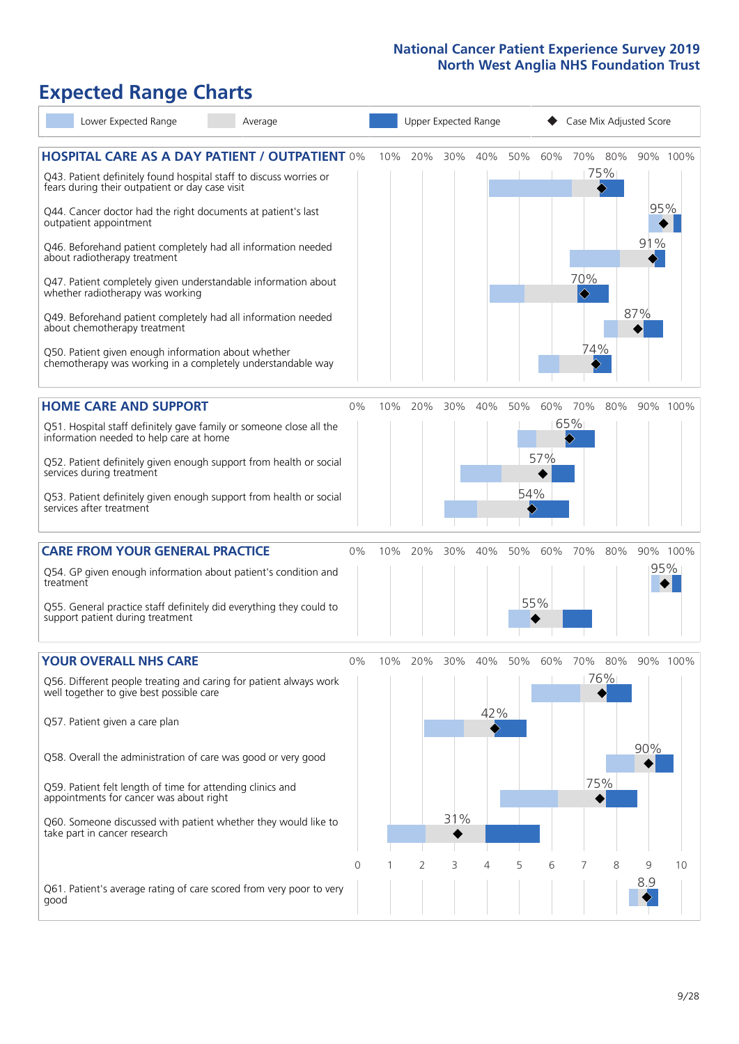# Expected Range Charts

Legend: Lower Expected Range | Average | Upper Expected Range | Case Mix Adjusted Score

## HOSPITAL CARE AS A DAY PATIENT / OUTPATIENT

| Question | Case Mix Adjusted Score |
|---|---|
| Q43. Patient definitely found hospital staff to discuss worries or fears during their outpatient or day case visit | 75% |
| Q44. Cancer doctor had the right documents at patient's last outpatient appointment | 95% |
| Q46. Beforehand patient completely had all information needed about radiotherapy treatment | 91% |
| Q47. Patient completely given understandable information about whether radiotherapy treatment was working | 70% |
| Q49. Beforehand patient completely had all information needed about chemotherapy treatment | 87% |
| Q50. Patient given enough information about whether chemotherapy was working in a completely understandable way | 74% |

## HOME CARE AND SUPPORT

| Question | Case Mix Adjusted Score |
|---|---|
| Q51. Hospital staff definitely gave family or someone close all the information needed to help care at home | 65% |
| Q52. Patient definitely given enough support from health or social services during treatment | 57% |
| Q53. Patient definitely given enough support from health or social services after treatment | 54% |

## CARE FROM YOUR GENERAL PRACTICE

| Question | Case Mix Adjusted Score |
|---|---|
| Q54. GP given enough information about patient's condition and treatment | 95% |
| Q55. General practice staff definitely did everything they could to support patient during treatment | 55% |

## YOUR OVERALL NHS CARE

| Question | Case Mix Adjusted Score |
|---|---|
| Q56. Different people treating and caring for patient always work well together to give best possible care | 76% |
| Q57. Patient given a care plan | 42% |
| Q58. Overall the administration of care was good or very good | 90% |
| Q59. Patient felt length of time for attending clinics and appointments for cancer was about right | 75% |
| Q60. Someone discussed with patient whether they would like to take part in cancer research | 31% |
| Q61. Patient's average rating of care scored from very poor to very good | 8.9 |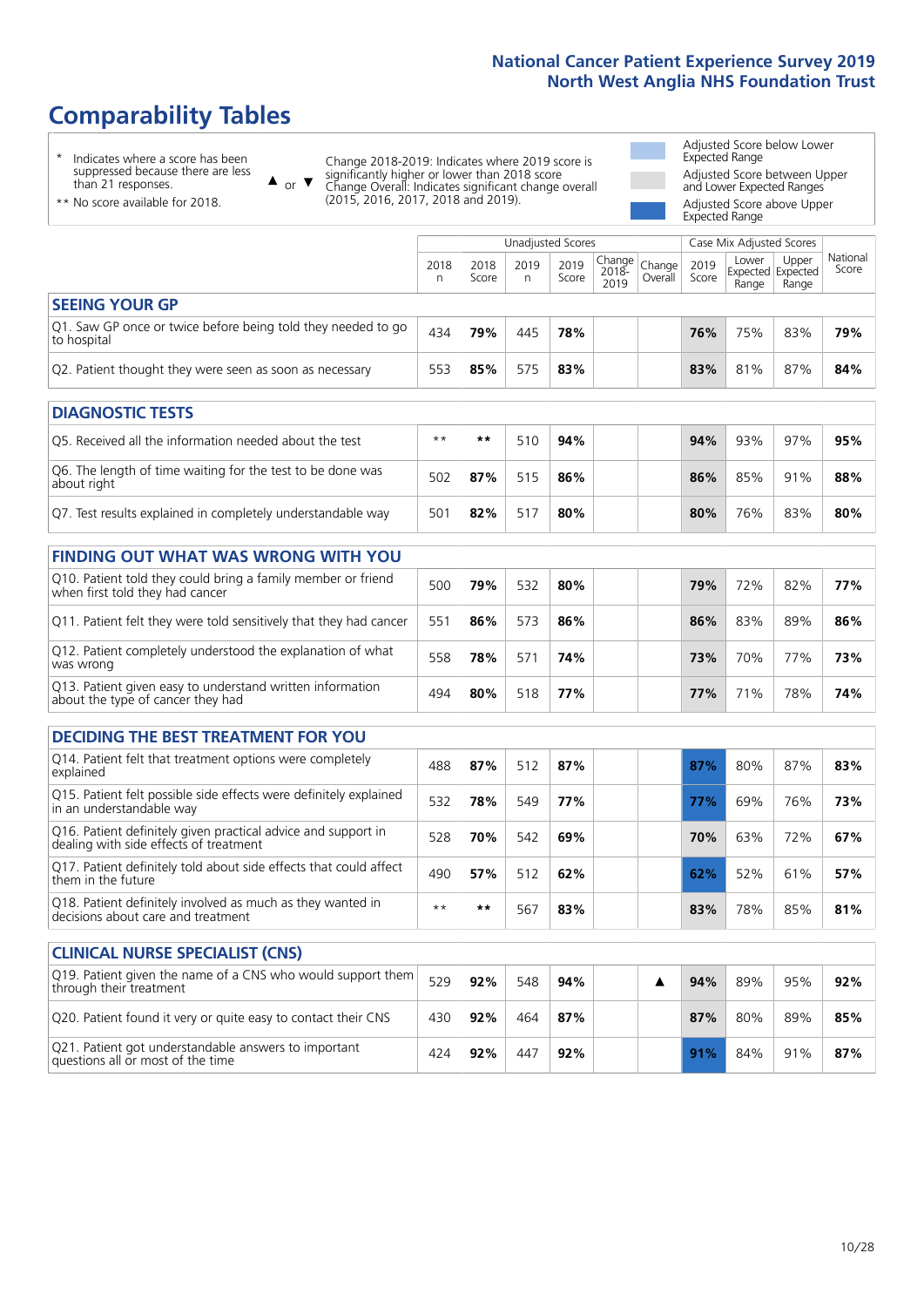# Comparability Tables

\* Indicates where a score has been suppressed because there are less than 21 responses.

\*\* No score available for 2018.

▲ or ▼ Change 2018-2019: Indicates where 2019 score is significantly higher or lower than 2018 score. Change Overall: Indicates significant change overall (2015, 2016, 2017, 2018 and 2019).

Adjusted Score below Lower Expected Range

Adjusted Score between Upper and Lower Expected Ranges

Adjusted Score above Upper Expected Range

| | Unadjusted Scores | | | | | | Case Mix Adjusted Scores | | | |
|---|---|---|---|---|---|---|---|---|---|---|
| | 2018 n | 2018 Score | 2019 n | 2019 Score | Change 2018-2019 | Change Overall | 2019 Score | Lower Expected Range | Upper Expected Range | National Score |
| **SEEING YOUR GP** | | | | | | | | | | |
| Q1. Saw GP once or twice before being told they needed to go to hospital | 434 | **79%** | 445 | **78%** | | | **76%** | 75% | 83% | **79%** |
| Q2. Patient thought they were seen as soon as necessary | 553 | **85%** | 575 | **83%** | | | **83%** | 81% | 87% | **84%** |
| **DIAGNOSTIC TESTS** | | | | | | | | | | |
| Q5. Received all the information needed about the test | ** | ** | 510 | **94%** | | | **94%** | 93% | 97% | **95%** |
| Q6. The length of time waiting for the test to be done was about right | 502 | **87%** | 515 | **86%** | | | **86%** | 85% | 91% | **88%** |
| Q7. Test results explained in completely understandable way | 501 | **82%** | 517 | **80%** | | | **80%** | 76% | 83% | **80%** |
| **FINDING OUT WHAT WAS WRONG WITH YOU** | | | | | | | | | | |
| Q10. Patient told they could bring a family member or friend when first told they had cancer | 500 | **79%** | 532 | **80%** | | | **79%** | 72% | 82% | **77%** |
| Q11. Patient felt they were told sensitively that they had cancer | 551 | **86%** | 573 | **86%** | | | **86%** | 83% | 89% | **86%** |
| Q12. Patient completely understood the explanation of what was wrong | 558 | **78%** | 571 | **74%** | | | **73%** | 70% | 77% | **73%** |
| Q13. Patient given easy to understand written information about the type of cancer they had | 494 | **80%** | 518 | **77%** | | | **77%** | 71% | 78% | **74%** |
| **DECIDING THE BEST TREATMENT FOR YOU** | | | | | | | | | | |
| Q14. Patient felt that treatment options were completely explained | 488 | **87%** | 512 | **87%** | | | **87%** | 80% | 87% | **83%** |
| Q15. Patient felt possible side effects were definitely explained in an understandable way | 532 | **78%** | 549 | **77%** | | | **77%** | 69% | 76% | **73%** |
| Q16. Patient definitely given practical advice and support in dealing with side effects of treatment | 528 | **70%** | 542 | **69%** | | | **70%** | 63% | 72% | **67%** |
| Q17. Patient definitely told about side effects that could affect them in the future | 490 | **57%** | 512 | **62%** | | | **62%** | 52% | 61% | **57%** |
| Q18. Patient definitely involved as much as they wanted in decisions about care and treatment | ** | ** | 567 | **83%** | | | **83%** | 78% | 85% | **81%** |
| **CLINICAL NURSE SPECIALIST (CNS)** | | | | | | | | | | |
| Q19. Patient given the name of a CNS who would support them through their treatment | 529 | **92%** | 548 | **94%** | | ▲ | **94%** | 89% | 95% | **92%** |
| Q20. Patient found it very or quite easy to contact their CNS | 430 | **92%** | 464 | **87%** | | | **87%** | 80% | 89% | **85%** |
| Q21. Patient got understandable answers to important questions all or most of the time | 424 | **92%** | 447 | **92%** | | | **91%** | 84% | 91% | **87%** |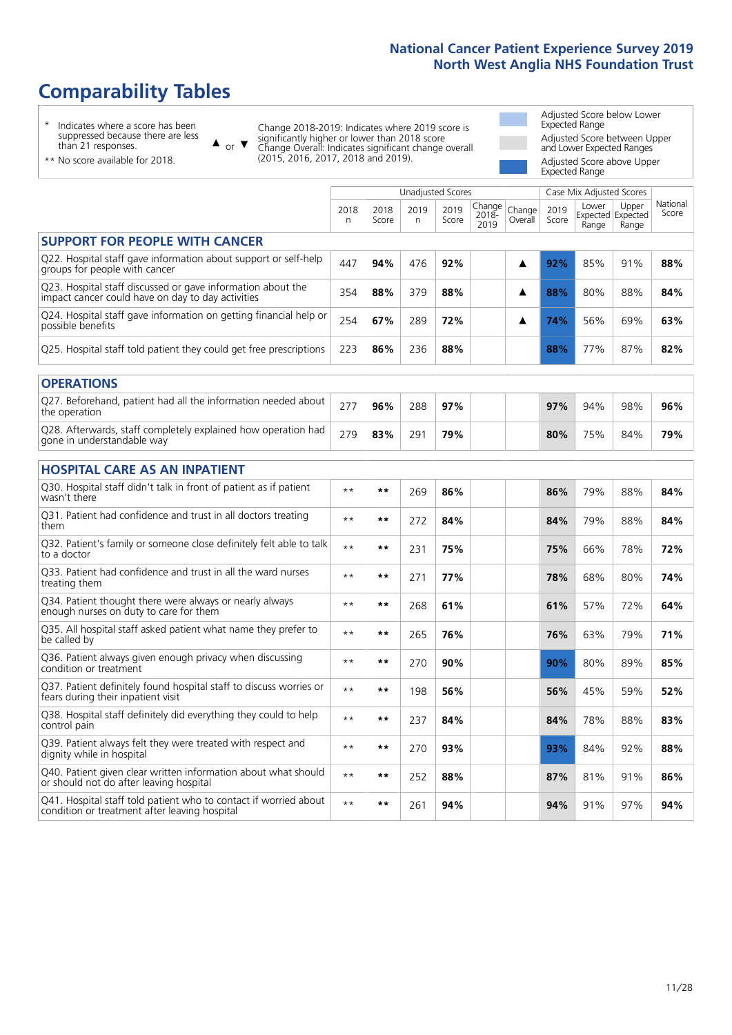# Comparability Tables

- \* Indicates where a score has been suppressed because there are less than 21 responses.
- \*\* No score available for 2018.

▲ or ▼ Change 2018-2019: Indicates where 2019 score is significantly higher or lower than 2018 score. Change Overall: Indicates significant change overall (2015, 2016, 2017, 2018 and 2019).

- Adjusted Score below Lower Expected Range
- Adjusted Score between Upper and Lower Expected Ranges
- Adjusted Score above Upper Expected Range

| | Unadjusted Scores | | | | | | Case Mix Adjusted Scores | | | |
|---|---|---|---|---|---|---|---|---|---|---|
| | 2018 n | 2018 Score | 2019 n | 2019 Score | Change 2018-2019 | Change Overall | 2019 Score | Lower Expected Range | Upper Expected Range | National Score |
| **SUPPORT FOR PEOPLE WITH CANCER** | | | | | | | | | | |
| Q22. Hospital staff gave information about support or self-help groups for people with cancer | 447 | **94%** | 476 | **92%** | | ▲ | **92%** | 85% | 91% | **88%** |
| Q23. Hospital staff discussed or gave information about the impact cancer could have on day to day activities | 354 | **88%** | 379 | **88%** | | ▲ | **88%** | 80% | 88% | **84%** |
| Q24. Hospital staff gave information on getting financial help or possible benefits | 254 | **67%** | 289 | **72%** | | ▲ | **74%** | 56% | 69% | **63%** |
| Q25. Hospital staff told patient they could get free prescriptions | 223 | **86%** | 236 | **88%** | | | **88%** | 77% | 87% | **82%** |
| **OPERATIONS** | | | | | | | | | | |
| Q27. Beforehand, patient had all the information needed about the operation | 277 | **96%** | 288 | **97%** | | | **97%** | 94% | 98% | **96%** |
| Q28. Afterwards, staff completely explained how operation had gone in understandable way | 279 | **83%** | 291 | **79%** | | | **80%** | 75% | 84% | **79%** |
| **HOSPITAL CARE AS AN INPATIENT** | | | | | | | | | | |
| Q30. Hospital staff didn't talk in front of patient as if patient wasn't there | ** | ** | 269 | **86%** | | | **86%** | 79% | 88% | **84%** |
| Q31. Patient had confidence and trust in all doctors treating them | ** | ** | 272 | **84%** | | | **84%** | 79% | 88% | **84%** |
| Q32. Patient's family or someone close definitely felt able to talk to a doctor | ** | ** | 231 | **75%** | | | **75%** | 66% | 78% | **72%** |
| Q33. Patient had confidence and trust in all the ward nurses treating them | ** | ** | 271 | **77%** | | | **78%** | 68% | 80% | **74%** |
| Q34. Patient thought there were always or nearly always enough nurses on duty to care for them | ** | ** | 268 | **61%** | | | **61%** | 57% | 72% | **64%** |
| Q35. All hospital staff asked patient what name they prefer to be called by | ** | ** | 265 | **76%** | | | **76%** | 63% | 79% | **71%** |
| Q36. Patient always given enough privacy when discussing condition or treatment | ** | ** | 270 | **90%** | | | **90%** | 80% | 89% | **85%** |
| Q37. Patient definitely found hospital staff to discuss worries or fears during their inpatient visit | ** | ** | 198 | **56%** | | | **56%** | 45% | 59% | **52%** |
| Q38. Hospital staff definitely did everything they could to help control pain | ** | ** | 237 | **84%** | | | **84%** | 78% | 88% | **83%** |
| Q39. Patient always felt they were treated with respect and dignity while in hospital | ** | ** | 270 | **93%** | | | **93%** | 84% | 92% | **88%** |
| Q40. Patient given clear written information about what should or should not do after leaving hospital | ** | ** | 252 | **88%** | | | **87%** | 81% | 91% | **86%** |
| Q41. Hospital staff told patient who to contact if worried about condition or treatment after leaving hospital | ** | ** | 261 | **94%** | | | **94%** | 91% | 97% | **94%** |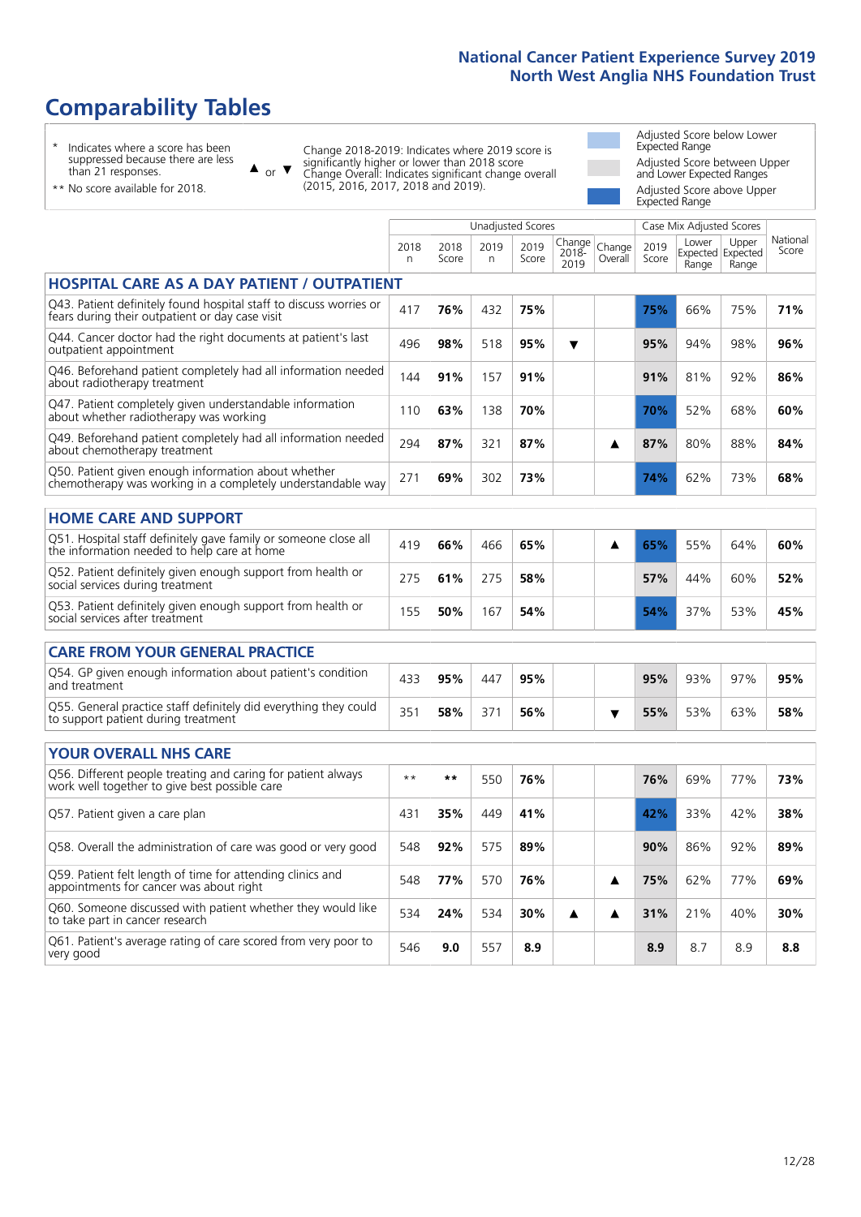# Comparability Tables

\* Indicates where a score has been suppressed because there are less than 21 responses.

\*\* No score available for 2018.

▲ or ▼ Change 2018-2019: Indicates where 2019 score is significantly higher or lower than 2018 score. Change Overall: Indicates significant change overall (2015, 2016, 2017, 2018 and 2019).

Adjusted Score below Lower Expected Range

Adjusted Score between Upper and Lower Expected Ranges

Adjusted Score above Upper Expected Range

| | Unadjusted Scores | | | | | | Case Mix Adjusted Scores | | | |
|---|---|---|---|---|---|---|---|---|---|---|
| | 2018 n | 2018 Score | 2019 n | 2019 Score | Change 2018-2019 | Change Overall | 2019 Score | Lower Expected Range | Upper Expected Range | National Score |
| **HOSPITAL CARE AS A DAY PATIENT / OUTPATIENT** | | | | | | | | | | |
| Q43. Patient definitely found hospital staff to discuss worries or fears during their outpatient or day case visit | 417 | **76%** | 432 | **75%** | | | **75%** | 66% | 75% | **71%** |
| Q44. Cancer doctor had the right documents at patient's last outpatient appointment | 496 | **98%** | 518 | **95%** | ▼ | | **95%** | 94% | 98% | **96%** |
| Q46. Beforehand patient completely had all information needed about radiotherapy treatment | 144 | **91%** | 157 | **91%** | | | **91%** | 81% | 92% | **86%** |
| Q47. Patient completely given understandable information about whether radiotherapy was working | 110 | **63%** | 138 | **70%** | | | **70%** | 52% | 68% | **60%** |
| Q49. Beforehand patient completely had all information needed about chemotherapy treatment | 294 | **87%** | 321 | **87%** | | ▲ | **87%** | 80% | 88% | **84%** |
| Q50. Patient given enough information about whether chemotherapy was working in a completely understandable way | 271 | **69%** | 302 | **73%** | | | **74%** | 62% | 73% | **68%** |
| **HOME CARE AND SUPPORT** | | | | | | | | | | |
| Q51. Hospital staff definitely gave family or someone close all the information needed to help care at home | 419 | **66%** | 466 | **65%** | | ▲ | **65%** | 55% | 64% | **60%** |
| Q52. Patient definitely given enough support from health or social services during treatment | 275 | **61%** | 275 | **58%** | | | **57%** | 44% | 60% | **52%** |
| Q53. Patient definitely given enough support from health or social services after treatment | 155 | **50%** | 167 | **54%** | | | **54%** | 37% | 53% | **45%** |
| **CARE FROM YOUR GENERAL PRACTICE** | | | | | | | | | | |
| Q54. GP given enough information about patient's condition and treatment | 433 | **95%** | 447 | **95%** | | | **95%** | 93% | 97% | **95%** |
| Q55. General practice staff definitely did everything they could to support patient during treatment | 351 | **58%** | 371 | **56%** | | ▼ | **55%** | 53% | 63% | **58%** |
| **YOUR OVERALL NHS CARE** | | | | | | | | | | |
| Q56. Different people treating and caring for patient always work well together to give best possible care | \*\* | **\*\*** | 550 | **76%** | | | **76%** | 69% | 77% | **73%** |
| Q57. Patient given a care plan | 431 | **35%** | 449 | **41%** | | | **42%** | 33% | 42% | **38%** |
| Q58. Overall the administration of care was good or very good | 548 | **92%** | 575 | **89%** | | | **90%** | 86% | 92% | **89%** |
| Q59. Patient felt length of time for attending clinics and appointments for cancer was about right | 548 | **77%** | 570 | **76%** | | ▲ | **75%** | 62% | 77% | **69%** |
| Q60. Someone discussed with patient whether they would like to take part in cancer research | 534 | **24%** | 534 | **30%** | ▲ | ▲ | **31%** | 21% | 40% | **30%** |
| Q61. Patient's average rating of care scored from very poor to very good | 546 | **9.0** | 557 | **8.9** | | | **8.9** | 8.7 | 8.9 | **8.8** |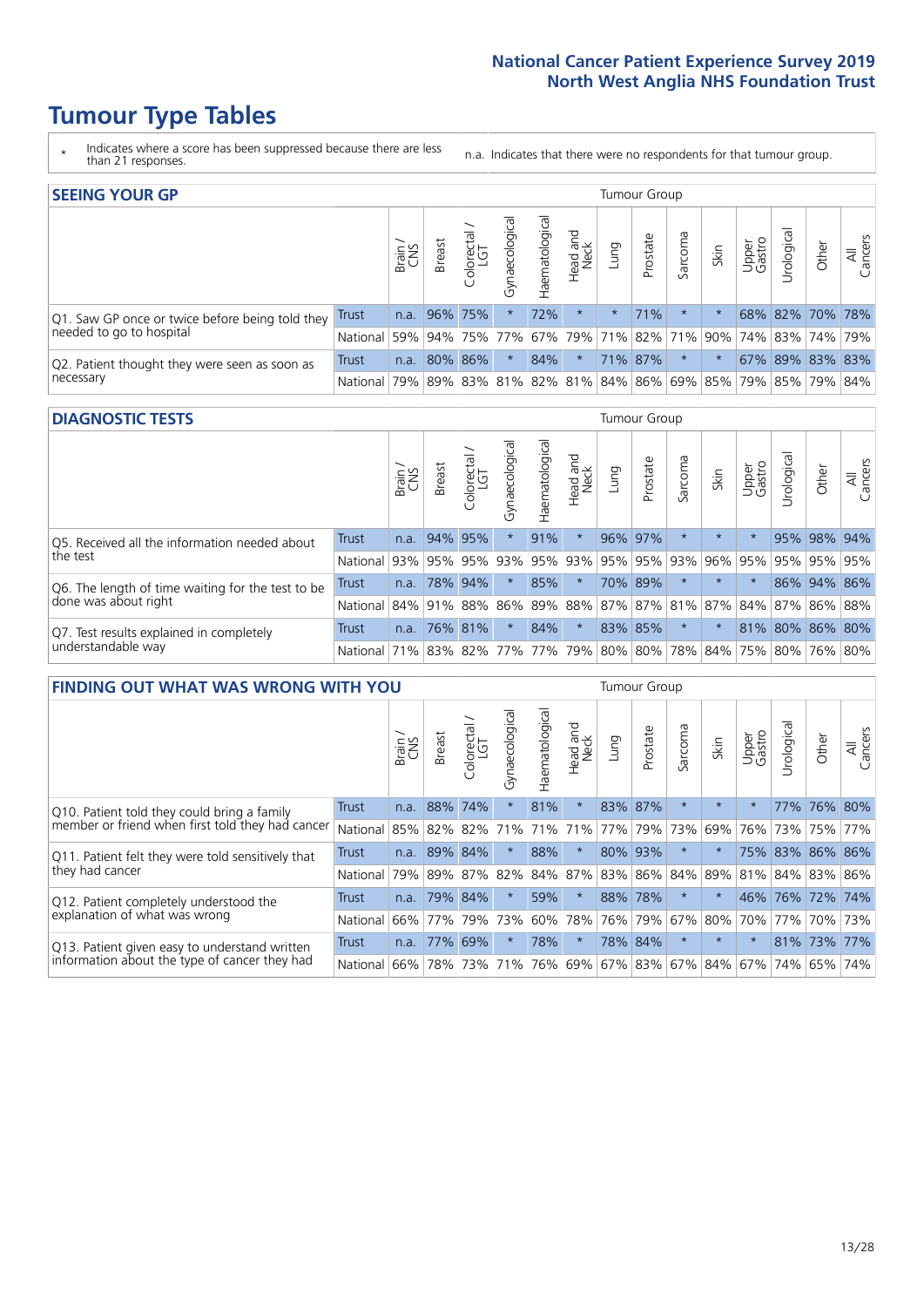# Tumour Type Tables

\* Indicates where a score has been suppressed because there are less than 21 responses.

n.a. Indicates that there were no respondents for that tumour group.

## SEEING YOUR GP

| | | Brain / CNS | Breast | Colorectal / LGT | Gynaecological | Haematological | Head and Neck | Lung | Prostate | Sarcoma | Skin | Upper Gastro | Urological | Other | All Cancers |
|---|---|---|---|---|---|---|---|---|---|---|---|---|---|---|---|
| Q1. Saw GP once or twice before being told they needed to go to hospital | Trust | n.a. | 96% | 75% | * | 72% | * | * | 71% | * | * | 68% | 82% | 70% | 78% |
| | National | 59% | 94% | 75% | 77% | 67% | 79% | 71% | 82% | 71% | 90% | 74% | 83% | 74% | 79% |
| Q2. Patient thought they were seen as soon as necessary | Trust | n.a. | 80% | 86% | * | 84% | * | 71% | 87% | * | * | 67% | 89% | 83% | 83% |
| | National | 79% | 89% | 83% | 81% | 82% | 81% | 84% | 86% | 69% | 85% | 79% | 85% | 79% | 84% |

## DIAGNOSTIC TESTS

| | | Brain / CNS | Breast | Colorectal / LGT | Gynaecological | Haematological | Head and Neck | Lung | Prostate | Sarcoma | Skin | Upper Gastro | Urological | Other | All Cancers |
|---|---|---|---|---|---|---|---|---|---|---|---|---|---|---|---|
| Q5. Received all the information needed about the test | Trust | n.a. | 94% | 95% | * | 91% | * | 96% | 97% | * | * | * | 95% | 98% | 94% |
| | National | 93% | 95% | 95% | 93% | 95% | 93% | 95% | 95% | 93% | 96% | 95% | 95% | 95% | 95% |
| Q6. The length of time waiting for the test to be done was about right | Trust | n.a. | 78% | 94% | * | 85% | * | 70% | 89% | * | * | * | 86% | 94% | 86% |
| | National | 84% | 91% | 88% | 86% | 89% | 88% | 87% | 87% | 81% | 87% | 84% | 87% | 86% | 88% |
| Q7. Test results explained in completely understandable way | Trust | n.a. | 76% | 81% | * | 84% | * | 83% | 85% | * | * | 81% | 80% | 86% | 80% |
| | National | 71% | 83% | 82% | 77% | 77% | 79% | 80% | 80% | 78% | 84% | 75% | 80% | 76% | 80% |

## FINDING OUT WHAT WAS WRONG WITH YOU

| | | Brain / CNS | Breast | Colorectal / LGT | Gynaecological | Haematological | Head and Neck | Lung | Prostate | Sarcoma | Skin | Upper Gastro | Urological | Other | All Cancers |
|---|---|---|---|---|---|---|---|---|---|---|---|---|---|---|---|
| Q10. Patient told they could bring a family member or friend when first told they had cancer | Trust | n.a. | 88% | 74% | * | 81% | * | 83% | 87% | * | * | * | 77% | 76% | 80% |
| | National | 85% | 82% | 82% | 71% | 71% | 71% | 77% | 79% | 73% | 69% | 76% | 73% | 75% | 77% |
| Q11. Patient felt they were told sensitively that they had cancer | Trust | n.a. | 89% | 84% | * | 88% | * | 80% | 93% | * | * | 75% | 83% | 86% | 86% |
| | National | 79% | 89% | 87% | 82% | 84% | 87% | 83% | 86% | 84% | 89% | 81% | 84% | 83% | 86% |
| Q12. Patient completely understood the explanation of what was wrong | Trust | n.a. | 79% | 84% | * | 59% | * | 88% | 78% | * | * | 46% | 76% | 72% | 74% |
| | National | 66% | 77% | 79% | 73% | 60% | 78% | 76% | 79% | 67% | 80% | 70% | 77% | 70% | 73% |
| Q13. Patient given easy to understand written information about the type of cancer they had | Trust | n.a. | 77% | 69% | * | 78% | * | 78% | 84% | * | * | * | 81% | 73% | 77% |
| | National | 66% | 78% | 73% | 71% | 76% | 69% | 67% | 83% | 67% | 84% | 67% | 74% | 65% | 74% |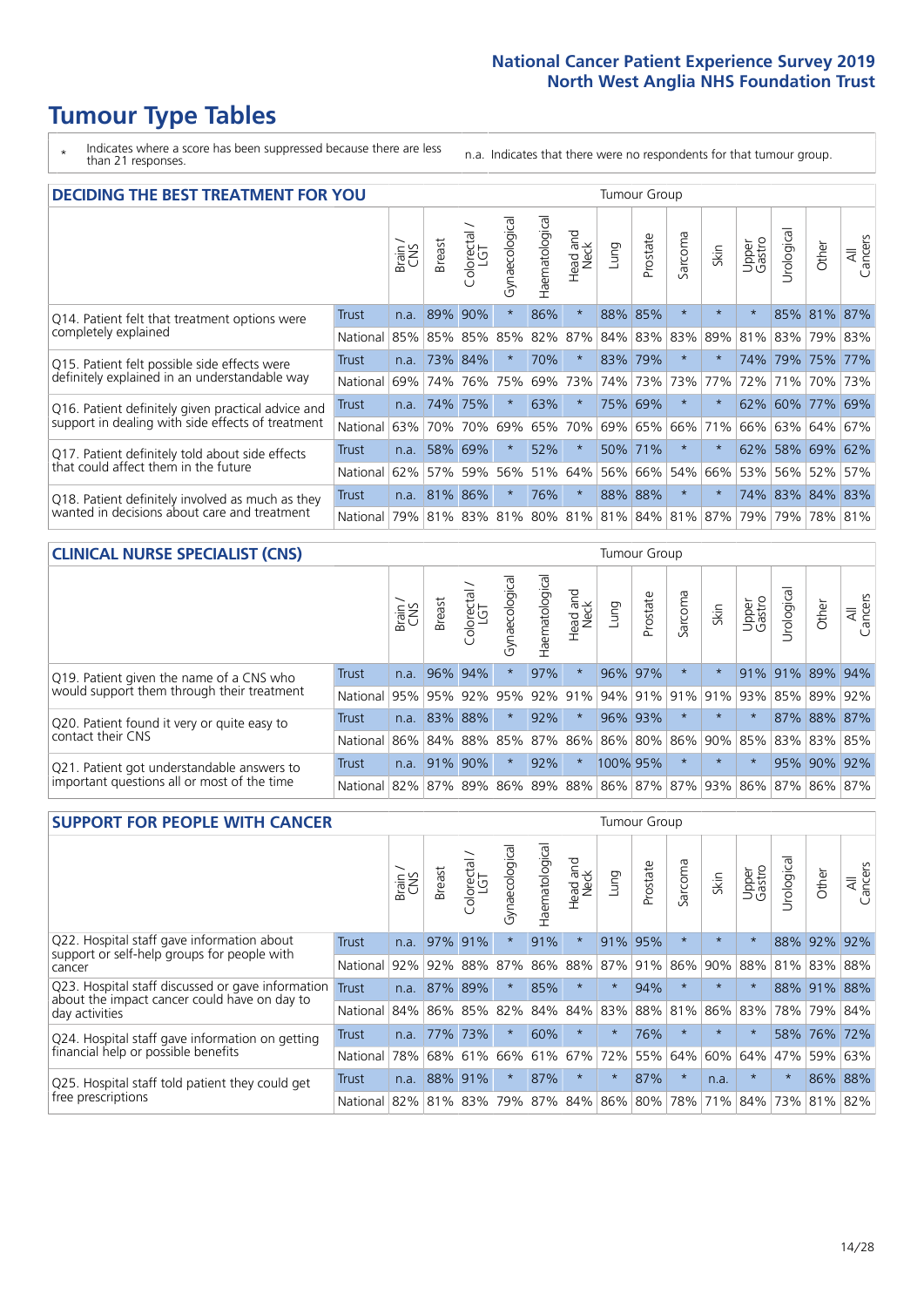# Tumour Type Tables

\* Indicates where a score has been suppressed because there are less than 21 responses.

n.a. Indicates that there were no respondents for that tumour group.

## DECIDING THE BEST TREATMENT FOR YOU

| | | Brain / CNS | Breast | Colorectal / LGT | Gynaecological | Haematological | Head and Neck | Lung | Prostate | Sarcoma | Skin | Upper Gastro | Urological | Other | All Cancers |
|---|---|---|---|---|---|---|---|---|---|---|---|---|---|---|---|
| Q14. Patient felt that treatment options were completely explained | Trust | n.a. | 89% | 90% | * | 86% | * | 88% | 85% | * | * | * | 85% | 81% | 87% |
| | National | 85% | 85% | 85% | 85% | 82% | 87% | 84% | 83% | 83% | 89% | 81% | 83% | 79% | 83% |
| Q15. Patient felt possible side effects were definitely explained in an understandable way | Trust | n.a. | 73% | 84% | * | 70% | * | 83% | 79% | * | * | 74% | 79% | 75% | 77% |
| | National | 69% | 74% | 76% | 75% | 69% | 73% | 74% | 73% | 73% | 77% | 72% | 71% | 70% | 73% |
| Q16. Patient definitely given practical advice and support in dealing with side effects of treatment | Trust | n.a. | 74% | 75% | * | 63% | * | 75% | 69% | * | * | 62% | 60% | 77% | 69% |
| | National | 63% | 70% | 70% | 69% | 65% | 70% | 69% | 65% | 66% | 71% | 66% | 63% | 64% | 67% |
| Q17. Patient definitely told about side effects that could affect them in the future | Trust | n.a. | 58% | 69% | * | 52% | * | 50% | 71% | * | * | 62% | 58% | 69% | 62% |
| | National | 62% | 57% | 59% | 56% | 51% | 64% | 56% | 66% | 54% | 66% | 53% | 56% | 52% | 57% |
| Q18. Patient definitely involved as much as they wanted in decisions about care and treatment | Trust | n.a. | 81% | 86% | * | 76% | * | 88% | 88% | * | * | 74% | 83% | 84% | 83% |
| | National | 79% | 81% | 83% | 81% | 80% | 81% | 81% | 84% | 81% | 87% | 79% | 79% | 78% | 81% |

## CLINICAL NURSE SPECIALIST (CNS)

| | | Brain / CNS | Breast | Colorectal / LGT | Gynaecological | Haematological | Head and Neck | Lung | Prostate | Sarcoma | Skin | Upper Gastro | Urological | Other | All Cancers |
|---|---|---|---|---|---|---|---|---|---|---|---|---|---|---|---|
| Q19. Patient given the name of a CNS who would support them through their treatment | Trust | n.a. | 96% | 94% | * | 97% | * | 96% | 97% | * | * | 91% | 91% | 89% | 94% |
| | National | 95% | 95% | 92% | 95% | 92% | 91% | 94% | 91% | 91% | 91% | 93% | 85% | 89% | 92% |
| Q20. Patient found it very or quite easy to contact their CNS | Trust | n.a. | 83% | 88% | * | 92% | * | 96% | 93% | * | * | * | 87% | 88% | 87% |
| | National | 86% | 84% | 88% | 85% | 87% | 86% | 86% | 80% | 86% | 90% | 85% | 83% | 83% | 85% |
| Q21. Patient got understandable answers to important questions all or most of the time | Trust | n.a. | 91% | 90% | * | 92% | * | 100% | 95% | * | * | * | 95% | 90% | 92% |
| | National | 82% | 87% | 89% | 86% | 89% | 88% | 86% | 87% | 87% | 93% | 86% | 87% | 86% | 87% |

## SUPPORT FOR PEOPLE WITH CANCER

| | | Brain / CNS | Breast | Colorectal / LGT | Gynaecological | Haematological | Head and Neck | Lung | Prostate | Sarcoma | Skin | Upper Gastro | Urological | Other | All Cancers |
|---|---|---|---|---|---|---|---|---|---|---|---|---|---|---|---|
| Q22. Hospital staff gave information about support or self-help groups for people with cancer | Trust | n.a. | 97% | 91% | * | 91% | * | 91% | 95% | * | * | * | 88% | 92% | 92% |
| | National | 92% | 92% | 88% | 87% | 86% | 88% | 87% | 91% | 86% | 90% | 88% | 81% | 83% | 88% |
| Q23. Hospital staff discussed or gave information about the impact cancer could have on day to day activities | Trust | n.a. | 87% | 89% | * | 85% | * | * | 94% | * | * | * | 88% | 91% | 88% |
| | National | 84% | 86% | 85% | 82% | 84% | 84% | 83% | 88% | 81% | 86% | 83% | 78% | 79% | 84% |
| Q24. Hospital staff gave information on getting financial help or possible benefits | Trust | n.a. | 77% | 73% | * | 60% | * | * | 76% | * | * | * | 58% | 76% | 72% |
| | National | 78% | 68% | 61% | 66% | 61% | 67% | 72% | 55% | 64% | 60% | 64% | 47% | 59% | 63% |
| Q25. Hospital staff told patient they could get free prescriptions | Trust | n.a. | 88% | 91% | * | 87% | * | * | 87% | * | n.a. | * | * | 86% | 88% |
| | National | 82% | 81% | 83% | 79% | 87% | 84% | 86% | 80% | 78% | 71% | 84% | 73% | 81% | 82% |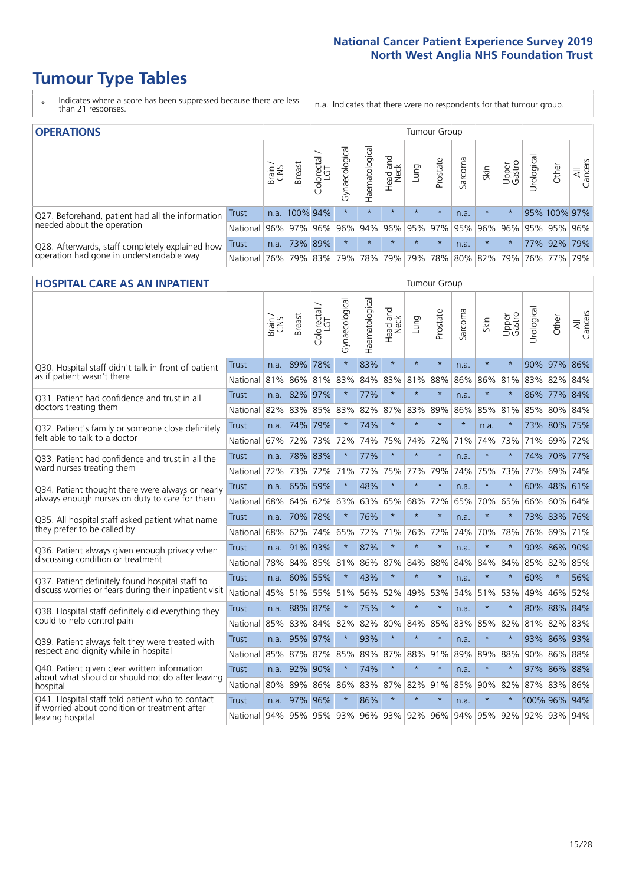# Tumour Type Tables

\* Indicates where a score has been suppressed because there are less than 21 responses.

n.a. Indicates that there were no respondents for that tumour group.

## OPERATIONS

| | | Brain / CNS | Breast | Colorectal / LGT | Gynaecological | Haematological | Head and Neck | Lung | Prostate | Sarcoma | Skin | Upper Gastro | Urological | Other | All Cancers |
|---|---|---|---|---|---|---|---|---|---|---|---|---|---|---|---|
| Q27. Beforehand, patient had all the information needed about the operation | Trust | n.a. | 100% | 94% | * | * | * | * | * | n.a. | * | * | 95% | 100% | 97% |
| | National | 96% | 97% | 96% | 96% | 94% | 96% | 95% | 97% | 95% | 96% | 96% | 95% | 95% | 96% |
| Q28. Afterwards, staff completely explained how operation had gone in understandable way | Trust | n.a. | 73% | 89% | * | * | * | * | * | n.a. | * | * | 77% | 92% | 79% |
| | National | 76% | 79% | 83% | 79% | 78% | 79% | 79% | 78% | 80% | 82% | 79% | 76% | 77% | 79% |

## HOSPITAL CARE AS AN INPATIENT

| | | Brain / CNS | Breast | Colorectal / LGT | Gynaecological | Haematological | Head and Neck | Lung | Prostate | Sarcoma | Skin | Upper Gastro | Urological | Other | All Cancers |
|---|---|---|---|---|---|---|---|---|---|---|---|---|---|---|---|
| Q30. Hospital staff didn't talk in front of patient as if patient wasn't there | Trust | n.a. | 89% | 78% | * | 83% | * | * | * | n.a. | * | * | 90% | 97% | 86% |
| | National | 81% | 86% | 81% | 83% | 84% | 83% | 81% | 88% | 86% | 86% | 81% | 83% | 82% | 84% |
| Q31. Patient had confidence and trust in all doctors treating them | Trust | n.a. | 82% | 97% | * | 77% | * | * | * | n.a. | * | * | 86% | 77% | 84% |
| | National | 82% | 83% | 85% | 83% | 82% | 87% | 83% | 89% | 86% | 85% | 81% | 85% | 80% | 84% |
| Q32. Patient's family or someone close definitely felt able to talk to a doctor | Trust | n.a. | 74% | 79% | * | 74% | * | * | * | * | n.a. | * | 73% | 80% | 75% |
| | National | 67% | 72% | 73% | 72% | 74% | 75% | 74% | 72% | 71% | 74% | 73% | 71% | 69% | 72% |
| Q33. Patient had confidence and trust in all the ward nurses treating them | Trust | n.a. | 78% | 83% | * | 77% | * | * | * | n.a. | * | * | 74% | 70% | 77% |
| | National | 72% | 73% | 72% | 71% | 77% | 75% | 77% | 79% | 74% | 75% | 73% | 77% | 69% | 74% |
| Q34. Patient thought there were always or nearly always enough nurses on duty to care for them | Trust | n.a. | 65% | 59% | * | 48% | * | * | * | n.a. | * | * | 60% | 48% | 61% |
| | National | 68% | 64% | 62% | 63% | 63% | 65% | 68% | 72% | 65% | 70% | 65% | 66% | 60% | 64% |
| Q35. All hospital staff asked patient what name they prefer to be called by | Trust | n.a. | 70% | 78% | * | 76% | * | * | * | n.a. | * | * | 73% | 83% | 76% |
| | National | 68% | 62% | 74% | 65% | 72% | 71% | 76% | 72% | 74% | 70% | 78% | 76% | 69% | 71% |
| Q36. Patient always given enough privacy when discussing condition or treatment | Trust | n.a. | 91% | 93% | * | 87% | * | * | * | n.a. | * | * | 90% | 86% | 90% |
| | National | 78% | 84% | 85% | 81% | 86% | 87% | 84% | 88% | 84% | 84% | 84% | 85% | 82% | 85% |
| Q37. Patient definitely found hospital staff to discuss worries or fears during their inpatient visit | Trust | n.a. | 60% | 55% | * | 43% | * | * | * | n.a. | * | * | 60% | * | 56% |
| | National | 45% | 51% | 55% | 51% | 56% | 52% | 49% | 53% | 54% | 51% | 53% | 49% | 46% | 52% |
| Q38. Hospital staff definitely did everything they could to help control pain | Trust | n.a. | 88% | 87% | * | 75% | * | * | * | n.a. | * | * | 80% | 88% | 84% |
| | National | 85% | 83% | 84% | 82% | 82% | 80% | 84% | 85% | 83% | 85% | 82% | 81% | 82% | 83% |
| Q39. Patient always felt they were treated with respect and dignity while in hospital | Trust | n.a. | 95% | 97% | * | 93% | * | * | * | n.a. | * | * | 93% | 86% | 93% |
| | National | 85% | 87% | 87% | 85% | 89% | 87% | 88% | 91% | 89% | 89% | 88% | 90% | 86% | 88% |
| Q40. Patient given clear written information about what should or should not do after leaving hospital | Trust | n.a. | 92% | 90% | * | 74% | * | * | * | n.a. | * | * | 97% | 86% | 88% |
| | National | 80% | 89% | 86% | 86% | 83% | 87% | 82% | 91% | 85% | 90% | 82% | 87% | 83% | 86% |
| Q41. Hospital staff told patient who to contact if worried about condition or treatment after leaving hospital | Trust | n.a. | 97% | 96% | * | 86% | * | * | * | n.a. | * | * | 100% | 96% | 94% |
| | National | 94% | 95% | 95% | 93% | 96% | 93% | 92% | 96% | 94% | 95% | 92% | 92% | 93% | 94% |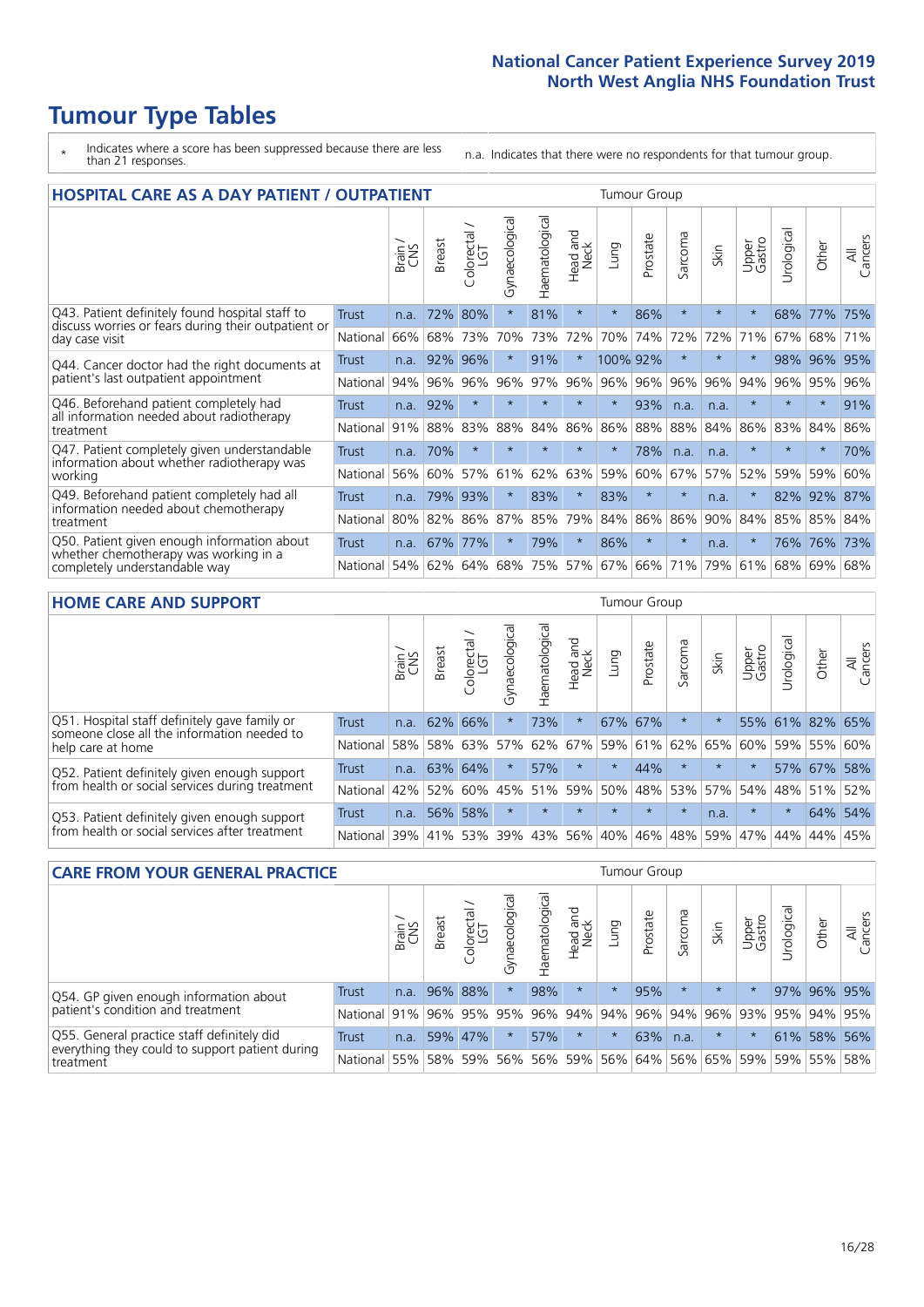# Tumour Type Tables

\* Indicates where a score has been suppressed because there are less than 21 responses.

n.a. Indicates that there were no respondents for that tumour group.

## HOSPITAL CARE AS A DAY PATIENT / OUTPATIENT

| | | Brain / CNS | Breast | Colorectal / LGT | Gynaecological | Haematological | Head and Neck | Lung | Prostate | Sarcoma | Skin | Upper Gastro | Urological | Other | All Cancers |
|---|---|---|---|---|---|---|---|---|---|---|---|---|---|---|---|
| Q43. Patient definitely found hospital staff to discuss worries or fears during their outpatient or day case visit | Trust | n.a. | 72% | 80% | * | 81% | * | * | 86% | * | * | * | 68% | 77% | 75% |
| | National | 66% | 68% | 73% | 70% | 73% | 72% | 70% | 74% | 72% | 72% | 71% | 67% | 68% | 71% |
| Q44. Cancer doctor had the right documents at patient's last outpatient appointment | Trust | n.a. | 92% | 96% | * | 91% | * | 100% | 92% | * | * | * | 98% | 96% | 95% |
| | National | 94% | 96% | 96% | 96% | 97% | 96% | 96% | 96% | 96% | 96% | 94% | 96% | 95% | 96% |
| Q46. Beforehand patient completely had all information needed about radiotherapy treatment | Trust | n.a. | 92% | * | * | * | * | * | 93% | n.a. | n.a. | * | * | * | 91% |
| | National | 91% | 88% | 83% | 88% | 84% | 86% | 86% | 88% | 88% | 84% | 86% | 83% | 84% | 86% |
| Q47. Patient completely given understandable information about whether radiotherapy was working | Trust | n.a. | 70% | * | * | * | * | * | 78% | n.a. | n.a. | * | * | * | 70% |
| | National | 56% | 60% | 57% | 61% | 62% | 63% | 59% | 60% | 67% | 57% | 52% | 59% | 59% | 60% |
| Q49. Beforehand patient completely had all information needed about chemotherapy treatment | Trust | n.a. | 79% | 93% | * | 83% | * | 83% | * | * | n.a. | * | 82% | 92% | 87% |
| | National | 80% | 82% | 86% | 87% | 85% | 79% | 84% | 86% | 86% | 90% | 84% | 85% | 85% | 84% |
| Q50. Patient given enough information about whether chemotherapy was working in a completely understandable way | Trust | n.a. | 67% | 77% | * | 79% | * | 86% | * | * | n.a. | * | 76% | 76% | 73% |
| | National | 54% | 62% | 64% | 68% | 75% | 57% | 67% | 66% | 71% | 79% | 61% | 68% | 69% | 68% |

## HOME CARE AND SUPPORT

| | | Brain / CNS | Breast | Colorectal / LGT | Gynaecological | Haematological | Head and Neck | Lung | Prostate | Sarcoma | Skin | Upper Gastro | Urological | Other | All Cancers |
|---|---|---|---|---|---|---|---|---|---|---|---|---|---|---|---|
| Q51. Hospital staff definitely gave family or someone close all the information needed to help care at home | Trust | n.a. | 62% | 66% | * | 73% | * | 67% | 67% | * | * | 55% | 61% | 82% | 65% |
| | National | 58% | 58% | 63% | 57% | 62% | 67% | 59% | 61% | 62% | 65% | 60% | 59% | 55% | 60% |
| Q52. Patient definitely given enough support from health or social services during treatment | Trust | n.a. | 63% | 64% | * | 57% | * | * | 44% | * | * | * | 57% | 67% | 58% |
| | National | 42% | 52% | 60% | 45% | 51% | 59% | 50% | 48% | 53% | 57% | 54% | 48% | 51% | 52% |
| Q53. Patient definitely given enough support from health or social services after treatment | Trust | n.a. | 56% | 58% | * | * | * | * | * | * | n.a. | * | * | 64% | 54% |
| | National | 39% | 41% | 53% | 39% | 43% | 56% | 40% | 46% | 48% | 59% | 47% | 44% | 44% | 45% |

## CARE FROM YOUR GENERAL PRACTICE

| | | Brain / CNS | Breast | Colorectal / LGT | Gynaecological | Haematological | Head and Neck | Lung | Prostate | Sarcoma | Skin | Upper Gastro | Urological | Other | All Cancers |
|---|---|---|---|---|---|---|---|---|---|---|---|---|---|---|---|
| Q54. GP given enough information about patient's condition and treatment | Trust | n.a. | 96% | 88% | * | 98% | * | * | 95% | * | * | * | 97% | 96% | 95% |
| | National | 91% | 96% | 95% | 95% | 96% | 94% | 94% | 96% | 94% | 96% | 93% | 95% | 94% | 95% |
| Q55. General practice staff definitely did everything they could to support patient during treatment | Trust | n.a. | 59% | 47% | * | 57% | * | * | 63% | n.a. | * | * | 61% | 58% | 56% |
| | National | 55% | 58% | 59% | 56% | 56% | 59% | 56% | 64% | 56% | 65% | 59% | 59% | 55% | 58% |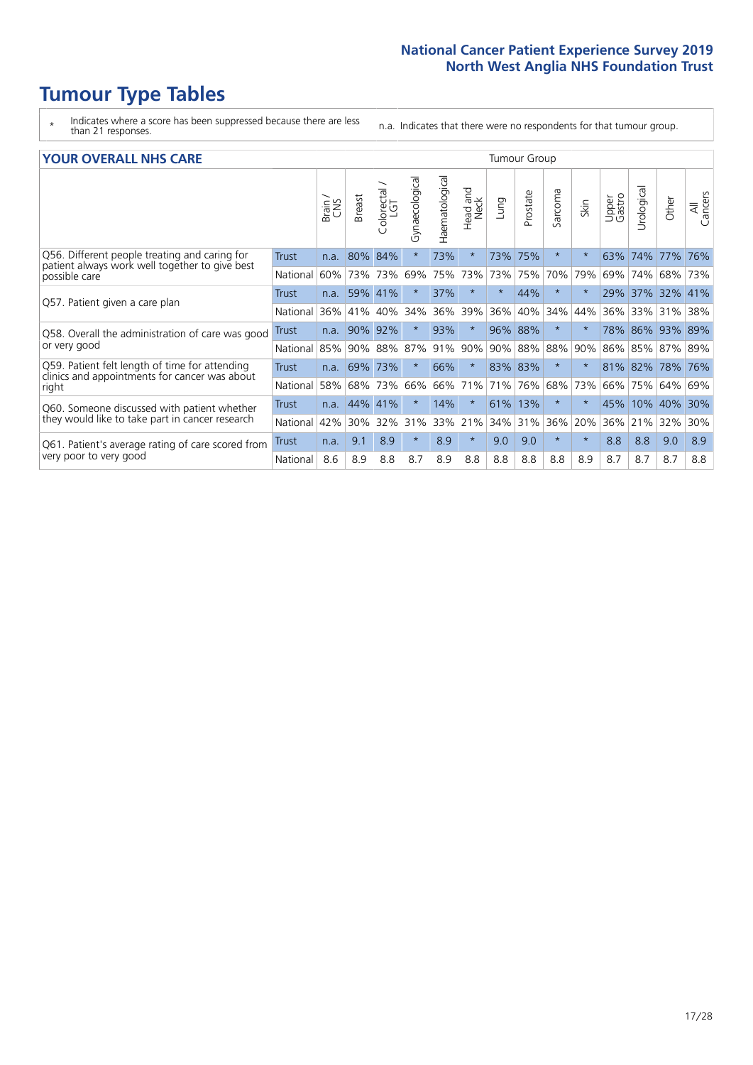# Tumour Type Tables

\* Indicates where a score has been suppressed because there are less than 21 responses.

n.a. Indicates that there were no respondents for that tumour group.

## YOUR OVERALL NHS CARE

| | | Brain / CNS | Breast | Colorectal / LGT | Gynaecological | Haematological | Head and Neck | Lung | Prostate | Sarcoma | Skin | Upper Gastro | Urological | Other | All Cancers |
|---|---|---|---|---|---|---|---|---|---|---|---|---|---|---|---|
| Q56. Different people treating and caring for patient always work well together to give best possible care | Trust | n.a. | 80% | 84% | * | 73% | * | 73% | 75% | * | * | 63% | 74% | 77% | 76% |
| | National | 60% | 73% | 73% | 69% | 75% | 73% | 73% | 75% | 70% | 79% | 69% | 74% | 68% | 73% |
| Q57. Patient given a care plan | Trust | n.a. | 59% | 41% | * | 37% | * | * | 44% | * | * | 29% | 37% | 32% | 41% |
| | National | 36% | 41% | 40% | 34% | 36% | 39% | 36% | 40% | 34% | 44% | 36% | 33% | 31% | 38% |
| Q58. Overall the administration of care was good or very good | Trust | n.a. | 90% | 92% | * | 93% | * | 96% | 88% | * | * | 78% | 86% | 93% | 89% |
| | National | 85% | 90% | 88% | 87% | 91% | 90% | 90% | 88% | 88% | 90% | 86% | 85% | 87% | 89% |
| Q59. Patient felt length of time for attending clinics and appointments for cancer was about right | Trust | n.a. | 69% | 73% | * | 66% | * | 83% | 83% | * | * | 81% | 82% | 78% | 76% |
| | National | 58% | 68% | 73% | 66% | 66% | 71% | 71% | 76% | 68% | 73% | 66% | 75% | 64% | 69% |
| Q60. Someone discussed with patient whether they would like to take part in cancer research | Trust | n.a. | 44% | 41% | * | 14% | * | 61% | 13% | * | * | 45% | 10% | 40% | 30% |
| | National | 42% | 30% | 32% | 31% | 33% | 21% | 34% | 31% | 36% | 20% | 36% | 21% | 32% | 30% |
| Q61. Patient's average rating of care scored from very poor to very good | Trust | n.a. | 9.1 | 8.9 | * | 8.9 | * | 9.0 | 9.0 | * | * | 8.8 | 8.8 | 9.0 | 8.9 |
| | National | 8.6 | 8.9 | 8.8 | 8.7 | 8.9 | 8.8 | 8.8 | 8.8 | 8.8 | 8.9 | 8.7 | 8.7 | 8.7 | 8.8 |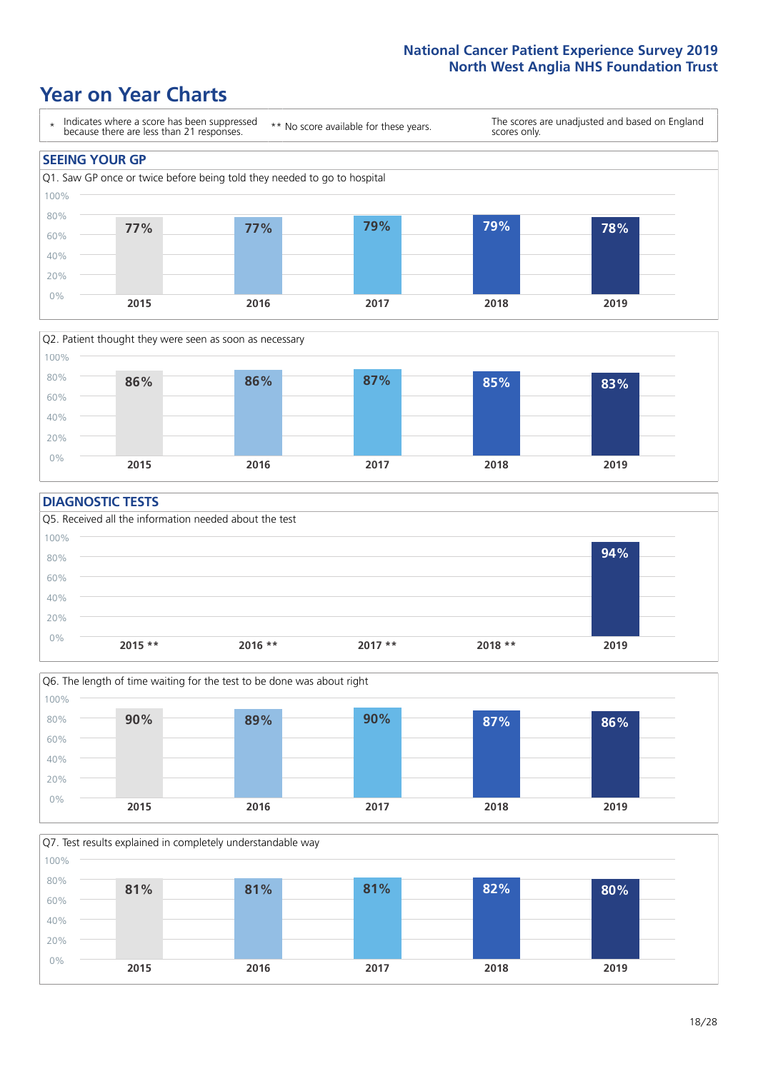# Year on Year Charts

\* Indicates where a score has been suppressed because there are less than 21 responses.

** No score available for these years.

The scores are unadjusted and based on England scores only.

## SEEING YOUR GP

### Q1. Saw GP once or twice before being told they needed to go to hospital

| 2015 | 2016 | 2017 | 2018 | 2019 |
|---|---|---|---|---|
| 77% | 77% | 79% | 79% | 78% |

### Q2. Patient thought they were seen as soon as necessary

| 2015 | 2016 | 2017 | 2018 | 2019 |
|---|---|---|---|---|
| 86% | 86% | 87% | 85% | 83% |

## DIAGNOSTIC TESTS

### Q5. Received all the information needed about the test

| 2015 ** | 2016 ** | 2017 ** | 2018 ** | 2019 |
|---|---|---|---|---|
| | | | | 94% |

### Q6. The length of time waiting for the test to be done was about right

| 2015 | 2016 | 2017 | 2018 | 2019 |
|---|---|---|---|---|
| 90% | 89% | 90% | 87% | 86% |

### Q7. Test results explained in completely understandable way

| 2015 | 2016 | 2017 | 2018 | 2019 |
|---|---|---|---|---|
| 81% | 81% | 81% | 82% | 80% |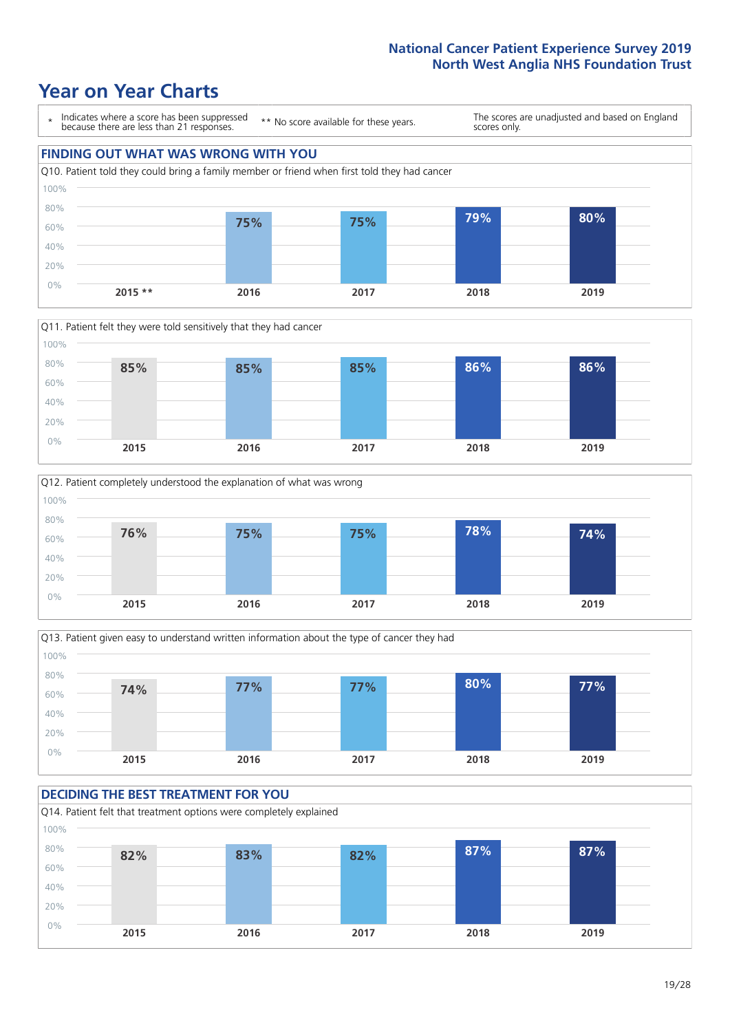# Year on Year Charts

\* Indicates where a score has been suppressed because there are less than 21 responses.

** No score available for these years.

The scores are unadjusted and based on England scores only.

## FINDING OUT WHAT WAS WRONG WITH YOU

Q10. Patient told they could bring a family member or friend when first told they had cancer

| 2015 ** | 2016 | 2017 | 2018 | 2019 |
|---|---|---|---|---|
| | 75% | 75% | 79% | 80% |

Q11. Patient felt they were told sensitively that they had cancer

| 2015 | 2016 | 2017 | 2018 | 2019 |
|---|---|---|---|---|
| 85% | 85% | 85% | 86% | 86% |

Q12. Patient completely understood the explanation of what was wrong

| 2015 | 2016 | 2017 | 2018 | 2019 |
|---|---|---|---|---|
| 76% | 75% | 75% | 78% | 74% |

Q13. Patient given easy to understand written information about the type of cancer they had

| 2015 | 2016 | 2017 | 2018 | 2019 |
|---|---|---|---|---|
| 74% | 77% | 77% | 80% | 77% |

## DECIDING THE BEST TREATMENT FOR YOU

Q14. Patient felt that treatment options were completely explained

| 2015 | 2016 | 2017 | 2018 | 2019 |
|---|---|---|---|---|
| 82% | 83% | 82% | 87% | 87% |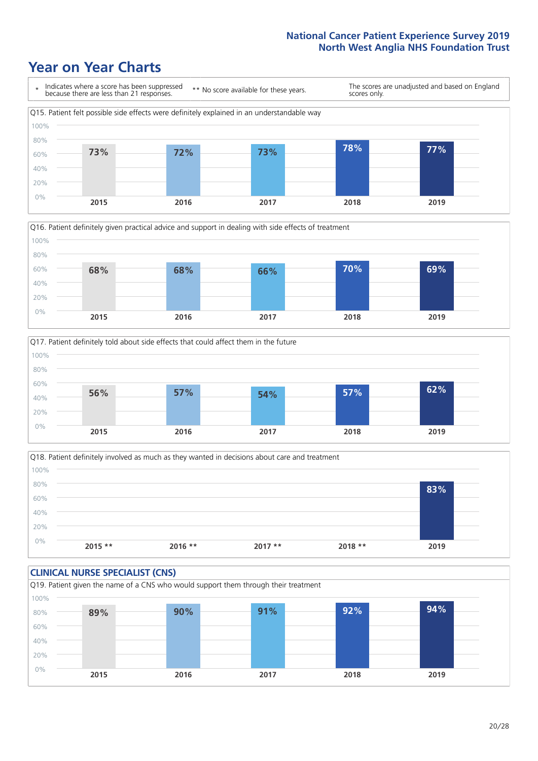# Year on Year Charts

\* Indicates where a score has been suppressed because there are less than 21 responses.

** No score available for these years.

The scores are unadjusted and based on England scores only.

Q15. Patient felt possible side effects were definitely explained in an understandable way

| 2015 | 2016 | 2017 | 2018 | 2019 |
|---|---|---|---|---|
| 73% | 72% | 73% | 78% | 77% |

Q16. Patient definitely given practical advice and support in dealing with side effects of treatment

| 2015 | 2016 | 2017 | 2018 | 2019 |
|---|---|---|---|---|
| 68% | 68% | 66% | 70% | 69% |

Q17. Patient definitely told about side effects that could affect them in the future

| 2015 | 2016 | 2017 | 2018 | 2019 |
|---|---|---|---|---|
| 56% | 57% | 54% | 57% | 62% |

Q18. Patient definitely involved as much as they wanted in decisions about care and treatment

| 2015 ** | 2016 ** | 2017 ** | 2018 ** | 2019 |
|---|---|---|---|---|
| | | | | 83% |

## CLINICAL NURSE SPECIALIST (CNS)

Q19. Patient given the name of a CNS who would support them through their treatment

| 2015 | 2016 | 2017 | 2018 | 2019 |
|---|---|---|---|---|
| 89% | 90% | 91% | 92% | 94% |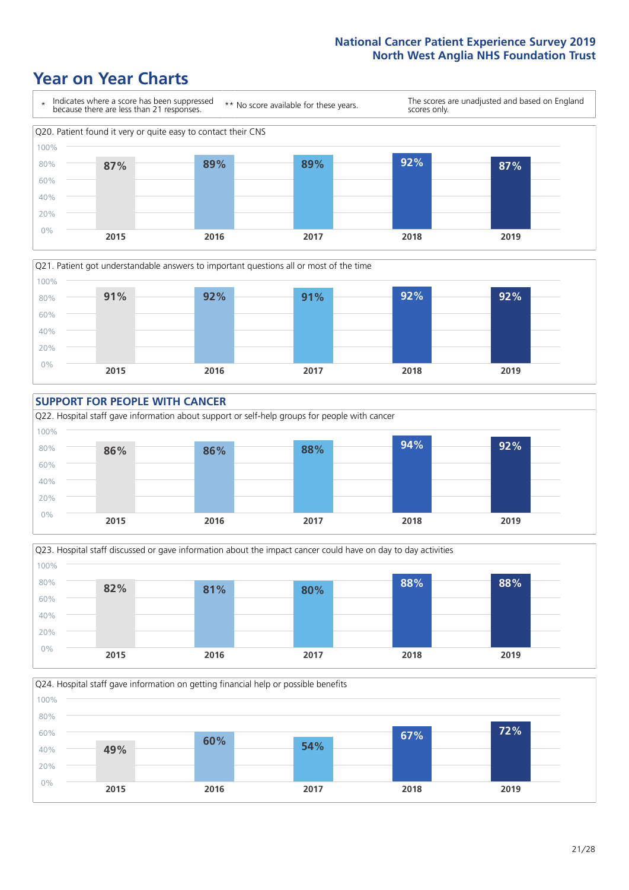# Year on Year Charts

\* Indicates where a score has been suppressed because there are less than 21 responses.

** No score available for these years.

The scores are unadjusted and based on England scores only.

Q20. Patient found it very or quite easy to contact their CNS

| 2015 | 2016 | 2017 | 2018 | 2019 |
|---|---|---|---|---|
| 87% | 89% | 89% | 92% | 87% |

Q21. Patient got understandable answers to important questions all or most of the time

| 2015 | 2016 | 2017 | 2018 | 2019 |
|---|---|---|---|---|
| 91% | 92% | 91% | 92% | 92% |

## SUPPORT FOR PEOPLE WITH CANCER

Q22. Hospital staff gave information about support or self-help groups for people with cancer

| 2015 | 2016 | 2017 | 2018 | 2019 |
|---|---|---|---|---|
| 86% | 86% | 88% | 94% | 92% |

Q23. Hospital staff discussed or gave information about the impact cancer could have on day to day activities

| 2015 | 2016 | 2017 | 2018 | 2019 |
|---|---|---|---|---|
| 82% | 81% | 80% | 88% | 88% |

Q24. Hospital staff gave information on getting financial help or possible benefits

| 2015 | 2016 | 2017 | 2018 | 2019 |
|---|---|---|---|---|
| 49% | 60% | 54% | 67% | 72% |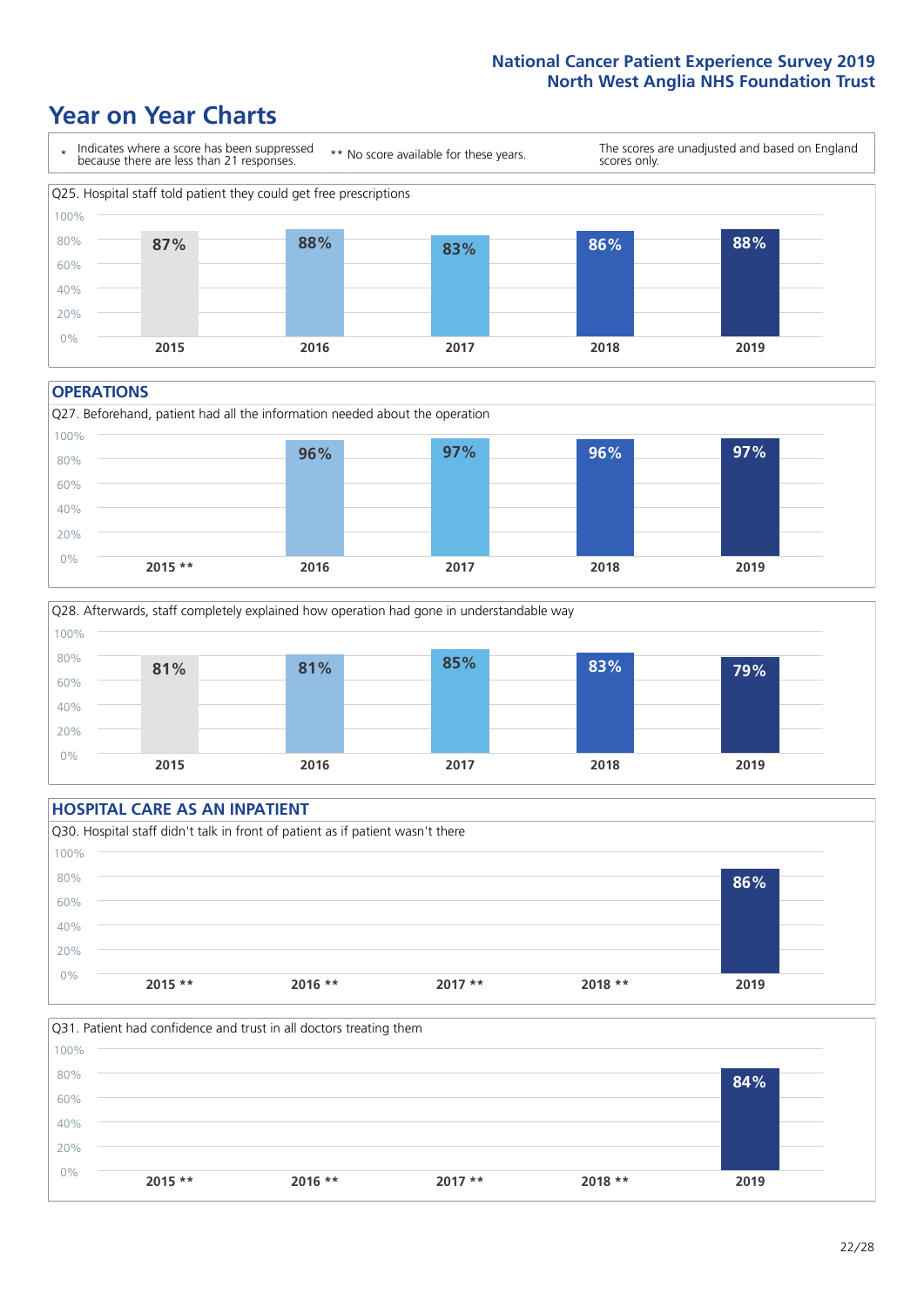# Year on Year Charts

\* Indicates where a score has been suppressed because there are less than 21 responses.

** No score available for these years.

The scores are unadjusted and based on England scores only.

Q25. Hospital staff told patient they could get free prescriptions

| 2015 | 2016 | 2017 | 2018 | 2019 |
|---|---|---|---|---|
| 87% | 88% | 83% | 86% | 88% |

## OPERATIONS

Q27. Beforehand, patient had all the information needed about the operation

| 2015 ** | 2016 | 2017 | 2018 | 2019 |
|---|---|---|---|---|
| | 96% | 97% | 96% | 97% |

Q28. Afterwards, staff completely explained how operation had gone in understandable way

| 2015 | 2016 | 2017 | 2018 | 2019 |
|---|---|---|---|---|
| 81% | 81% | 85% | 83% | 79% |

## HOSPITAL CARE AS AN INPATIENT

Q30. Hospital staff didn't talk in front of patient as if patient wasn't there

| 2015 ** | 2016 ** | 2017 ** | 2018 ** | 2019 |
|---|---|---|---|---|
| | | | | 86% |

Q31. Patient had confidence and trust in all doctors treating them

| 2015 ** | 2016 ** | 2017 ** | 2018 ** | 2019 |
|---|---|---|---|---|
| | | | | 84% |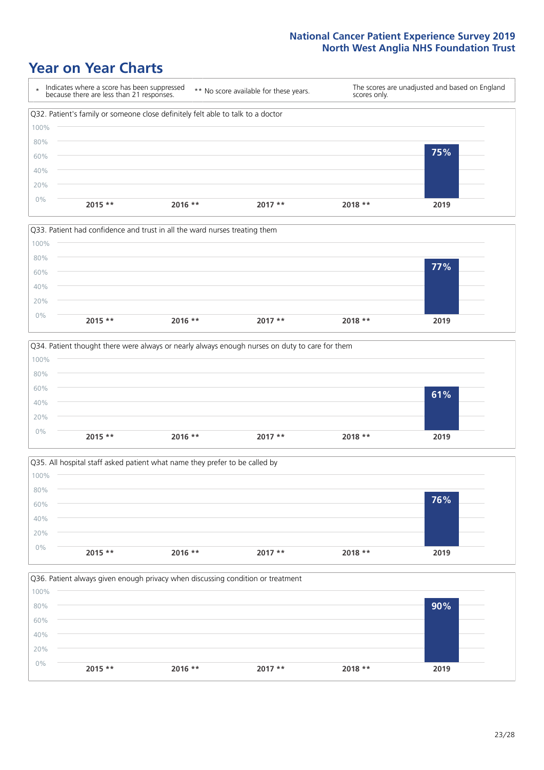# Year on Year Charts

\* Indicates where a score has been suppressed because there are less than 21 responses.

\*\* No score available for these years.

The scores are unadjusted and based on England scores only.

Q32. Patient's family or someone close definitely felt able to talk to a doctor

| 2015 ** | 2016 ** | 2017 ** | 2018 ** | 2019 |
|---|---|---|---|---|
| | | | | 75% |

Q33. Patient had confidence and trust in all the ward nurses treating them

| 2015 ** | 2016 ** | 2017 ** | 2018 ** | 2019 |
|---|---|---|---|---|
| | | | | 77% |

Q34. Patient thought there were always or nearly always enough nurses on duty to care for them

| 2015 ** | 2016 ** | 2017 ** | 2018 ** | 2019 |
|---|---|---|---|---|
| | | | | 61% |

Q35. All hospital staff asked patient what name they prefer to be called by

| 2015 ** | 2016 ** | 2017 ** | 2018 ** | 2019 |
|---|---|---|---|---|
| | | | | 76% |

Q36. Patient always given enough privacy when discussing condition or treatment

| 2015 ** | 2016 ** | 2017 ** | 2018 ** | 2019 |
|---|---|---|---|---|
| | | | | 90% |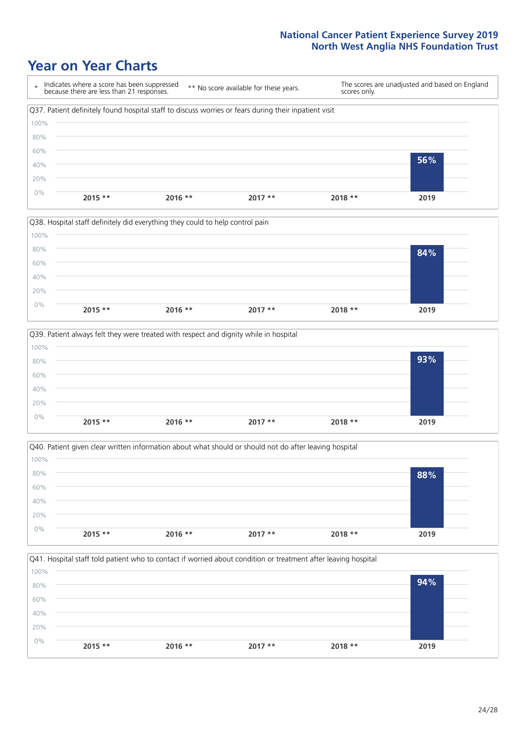# Year on Year Charts

\* Indicates where a score has been suppressed because there are less than 21 responses.

** No score available for these years.

The scores are unadjusted and based on England scores only.

Q37. Patient definitely found hospital staff to discuss worries or fears during their inpatient visit

| 2015 ** | 2016 ** | 2017 ** | 2018 ** | 2019 |
|---|---|---|---|---|
| | | | | 56% |

Q38. Hospital staff definitely did everything they could to help control pain

| 2015 ** | 2016 ** | 2017 ** | 2018 ** | 2019 |
|---|---|---|---|---|
| | | | | 84% |

Q39. Patient always felt they were treated with respect and dignity while in hospital

| 2015 ** | 2016 ** | 2017 ** | 2018 ** | 2019 |
|---|---|---|---|---|
| | | | | 93% |

Q40. Patient given clear written information about what should or should not do after leaving hospital

| 2015 ** | 2016 ** | 2017 ** | 2018 ** | 2019 |
|---|---|---|---|---|
| | | | | 88% |

Q41. Hospital staff told patient who to contact if worried about condition or treatment after leaving hospital

| 2015 ** | 2016 ** | 2017 ** | 2018 ** | 2019 |
|---|---|---|---|---|
| | | | | 94% |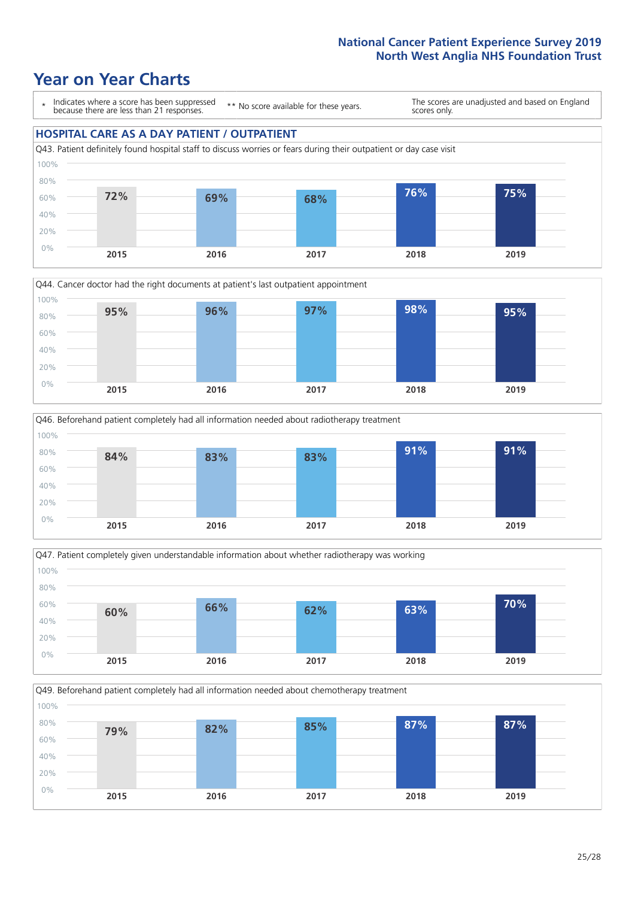# Year on Year Charts

\* Indicates where a score has been suppressed because there are less than 21 responses.

** No score available for these years.

The scores are unadjusted and based on England scores only.

## HOSPITAL CARE AS A DAY PATIENT / OUTPATIENT

Q43. Patient definitely found hospital staff to discuss worries or fears during their outpatient or day case visit

| 2015 | 2016 | 2017 | 2018 | 2019 |
|---|---|---|---|---|
| 72% | 69% | 68% | 76% | 75% |

Q44. Cancer doctor had the right documents at patient's last outpatient appointment

| 2015 | 2016 | 2017 | 2018 | 2019 |
|---|---|---|---|---|
| 95% | 96% | 97% | 98% | 95% |

Q46. Beforehand patient completely had all information needed about radiotherapy treatment

| 2015 | 2016 | 2017 | 2018 | 2019 |
|---|---|---|---|---|
| 84% | 83% | 83% | 91% | 91% |

Q47. Patient completely given understandable information about whether radiotherapy was working

| 2015 | 2016 | 2017 | 2018 | 2019 |
|---|---|---|---|---|
| 60% | 66% | 62% | 63% | 70% |

Q49. Beforehand patient completely had all information needed about chemotherapy treatment

| 2015 | 2016 | 2017 | 2018 | 2019 |
|---|---|---|---|---|
| 79% | 82% | 85% | 87% | 87% |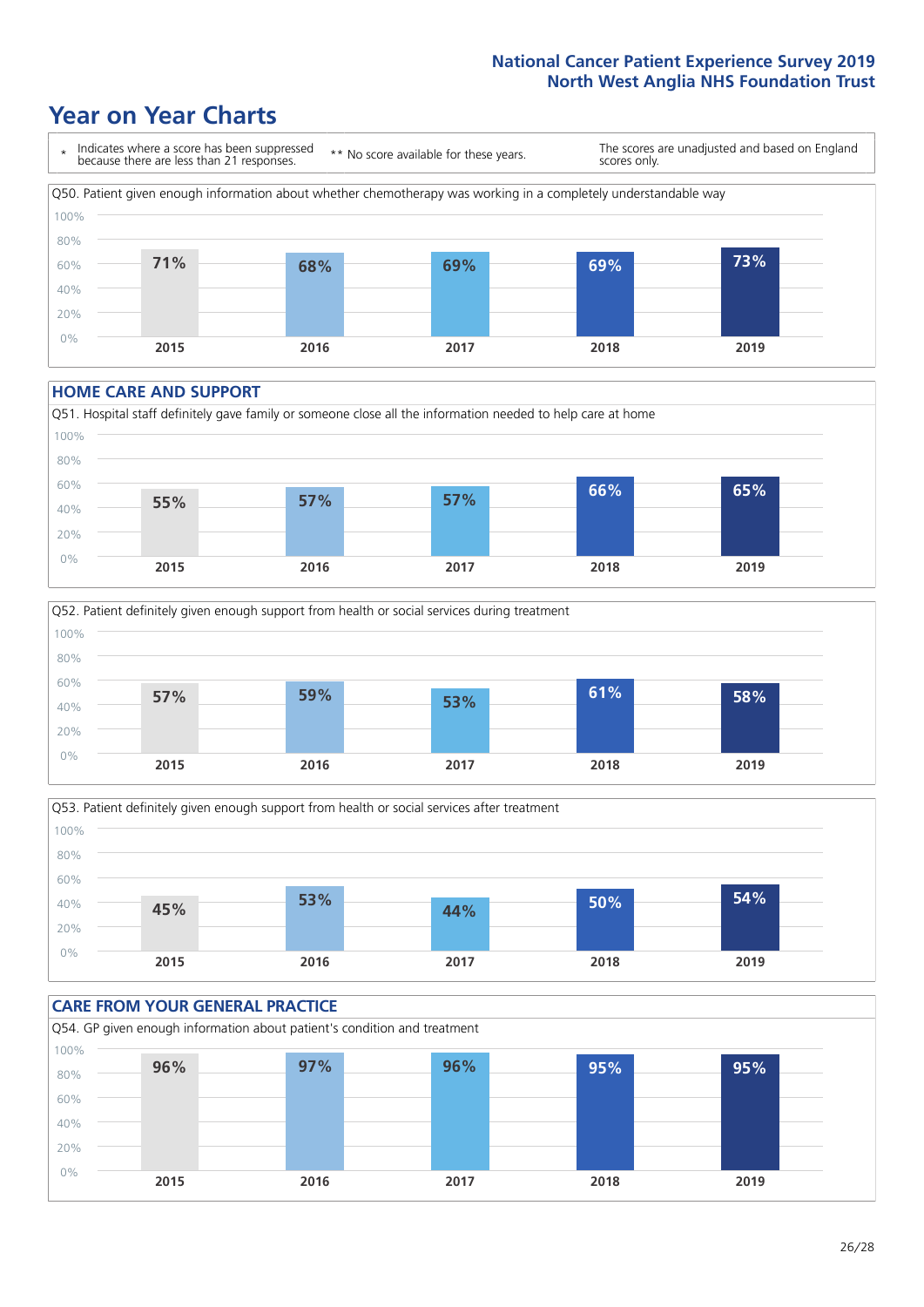# Year on Year Charts

\* Indicates where a score has been suppressed because there are less than 21 responses.

\*\* No score available for these years.

The scores are unadjusted and based on England scores only.

Q50. Patient given enough information about whether chemotherapy was working in a completely understandable way

| 2015 | 2016 | 2017 | 2018 | 2019 |
|---|---|---|---|---|
| 71% | 68% | 69% | 69% | 73% |

## HOME CARE AND SUPPORT

Q51. Hospital staff definitely gave family or someone close all the information needed to help care at home

| 2015 | 2016 | 2017 | 2018 | 2019 |
|---|---|---|---|---|
| 55% | 57% | 57% | 66% | 65% |

Q52. Patient definitely given enough support from health or social services during treatment

| 2015 | 2016 | 2017 | 2018 | 2019 |
|---|---|---|---|---|
| 57% | 59% | 53% | 61% | 58% |

Q53. Patient definitely given enough support from health or social services after treatment

| 2015 | 2016 | 2017 | 2018 | 2019 |
|---|---|---|---|---|
| 45% | 53% | 44% | 50% | 54% |

## CARE FROM YOUR GENERAL PRACTICE

Q54. GP given enough information about patient's condition and treatment

| 2015 | 2016 | 2017 | 2018 | 2019 |
|---|---|---|---|---|
| 96% | 97% | 96% | 95% | 95% |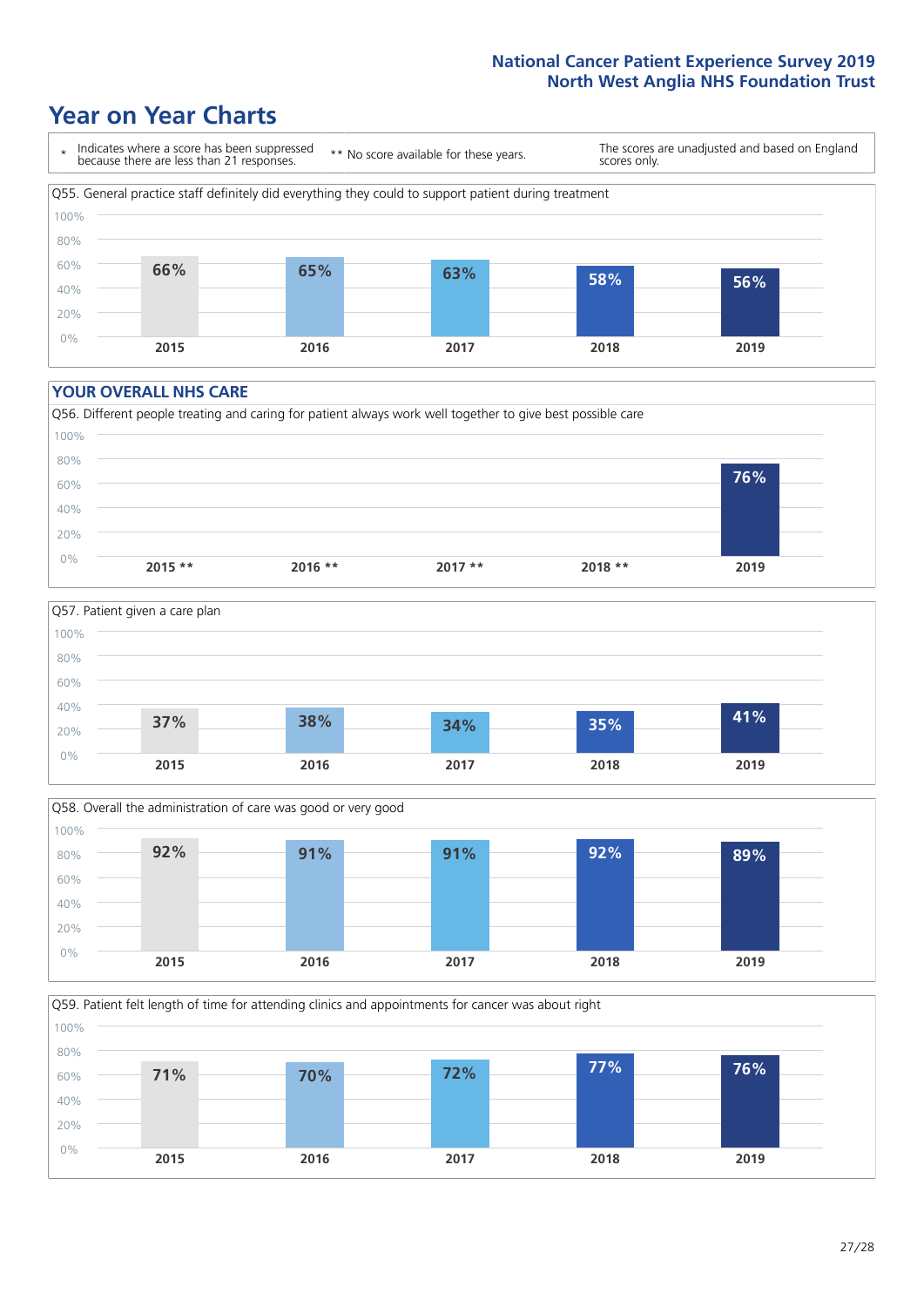# Year on Year Charts

\* Indicates where a score has been suppressed because there are less than 21 responses.

\*\* No score available for these years.

The scores are unadjusted and based on England scores only.

Q55. General practice staff definitely did everything they could to support patient during treatment

| 2015 | 2016 | 2017 | 2018 | 2019 |
|---|---|---|---|---|
| 66% | 65% | 63% | 58% | 56% |

## YOUR OVERALL NHS CARE

Q56. Different people treating and caring for patient always work well together to give best possible care

| 2015 ** | 2016 ** | 2017 ** | 2018 ** | 2019 |
|---|---|---|---|---|
| | | | | 76% |

Q57. Patient given a care plan

| 2015 | 2016 | 2017 | 2018 | 2019 |
|---|---|---|---|---|
| 37% | 38% | 34% | 35% | 41% |

Q58. Overall the administration of care was good or very good

| 2015 | 2016 | 2017 | 2018 | 2019 |
|---|---|---|---|---|
| 92% | 91% | 91% | 92% | 89% |

Q59. Patient felt length of time for attending clinics and appointments for cancer was about right

| 2015 | 2016 | 2017 | 2018 | 2019 |
|---|---|---|---|---|
| 71% | 70% | 72% | 77% | 76% |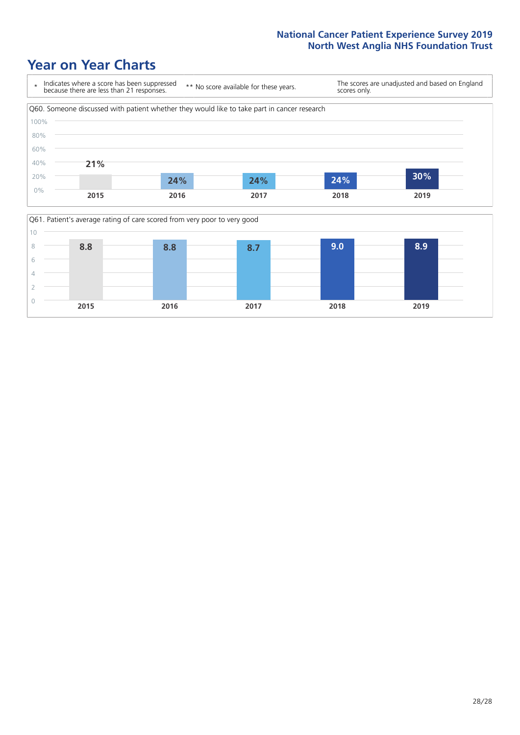# Year on Year Charts

\* Indicates where a score has been suppressed because there are less than 21 responses.

\*\* No score available for these years.

The scores are unadjusted and based on England scores only.

Q60. Someone discussed with patient whether they would like to take part in cancer research

100%
80%
60%
40%
20%
0%

21%
24%
24%
24%
30%

2015
2016
2017
2018
2019

Q61. Patient's average rating of care scored from very poor to very good

10
8
6
4
2
0

8.8
8.8
8.7
9.0
8.9

2015
2016
2017
2018
2019